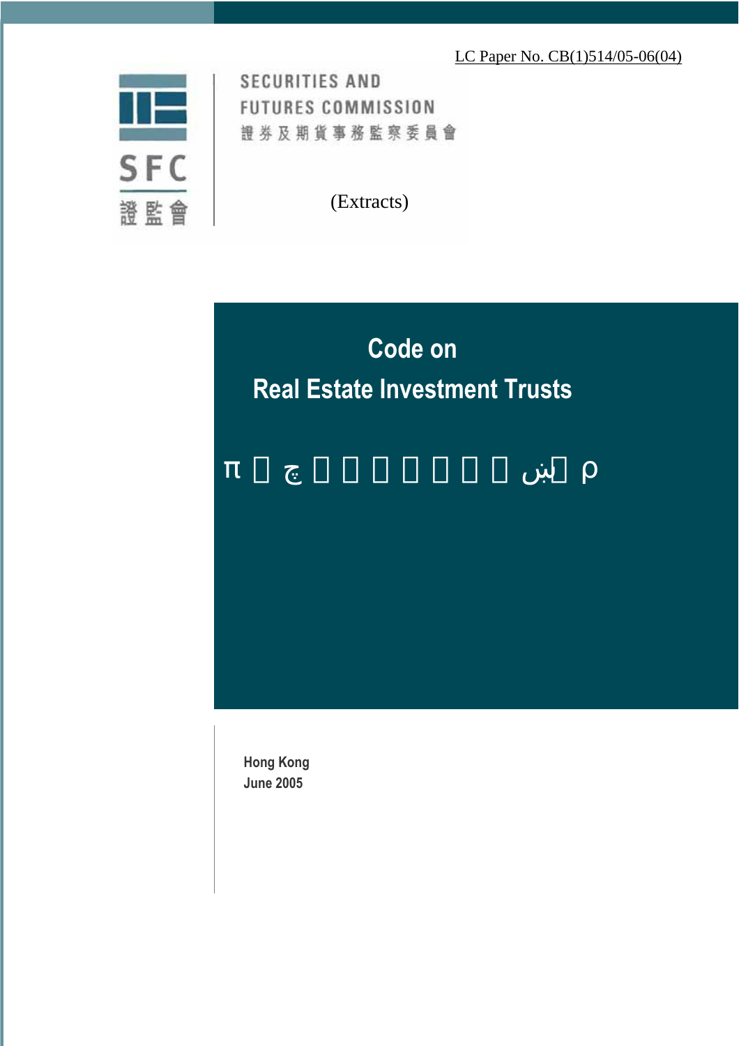LC Paper No. CB(1)514/05-06(04)

SECURITIES AND FUTURES COMMISSION
證券及期貨事務監察委員會

SFC
證監會

(Extracts)

# Code on Real Estate Investment Trusts

π  چ             ںبن  ρ

Hong Kong
June 2005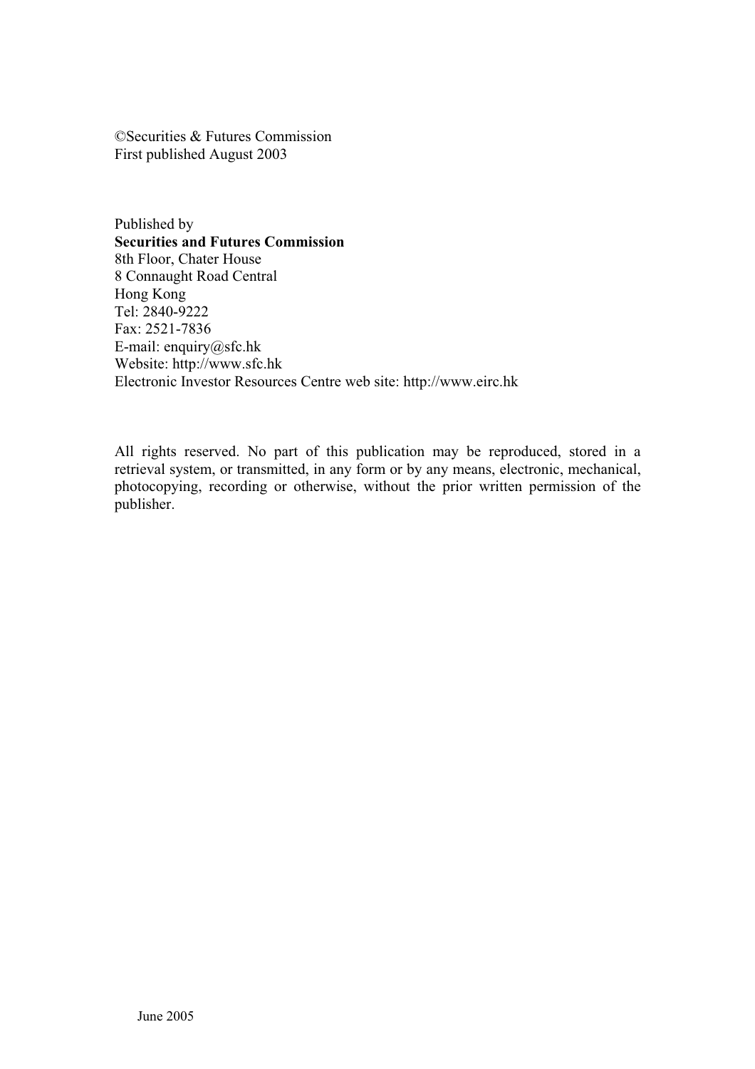©Securities & Futures Commission
First published August 2003

Published by
**Securities and Futures Commission**
8th Floor, Chater House
8 Connaught Road Central
Hong Kong
Tel: 2840-9222
Fax: 2521-7836
E-mail: enquiry@sfc.hk
Website: http://www.sfc.hk
Electronic Investor Resources Centre web site: http://www.eirc.hk

All rights reserved. No part of this publication may be reproduced, stored in a retrieval system, or transmitted, in any form or by any means, electronic, mechanical, photocopying, recording or otherwise, without the prior written permission of the publisher.

June 2005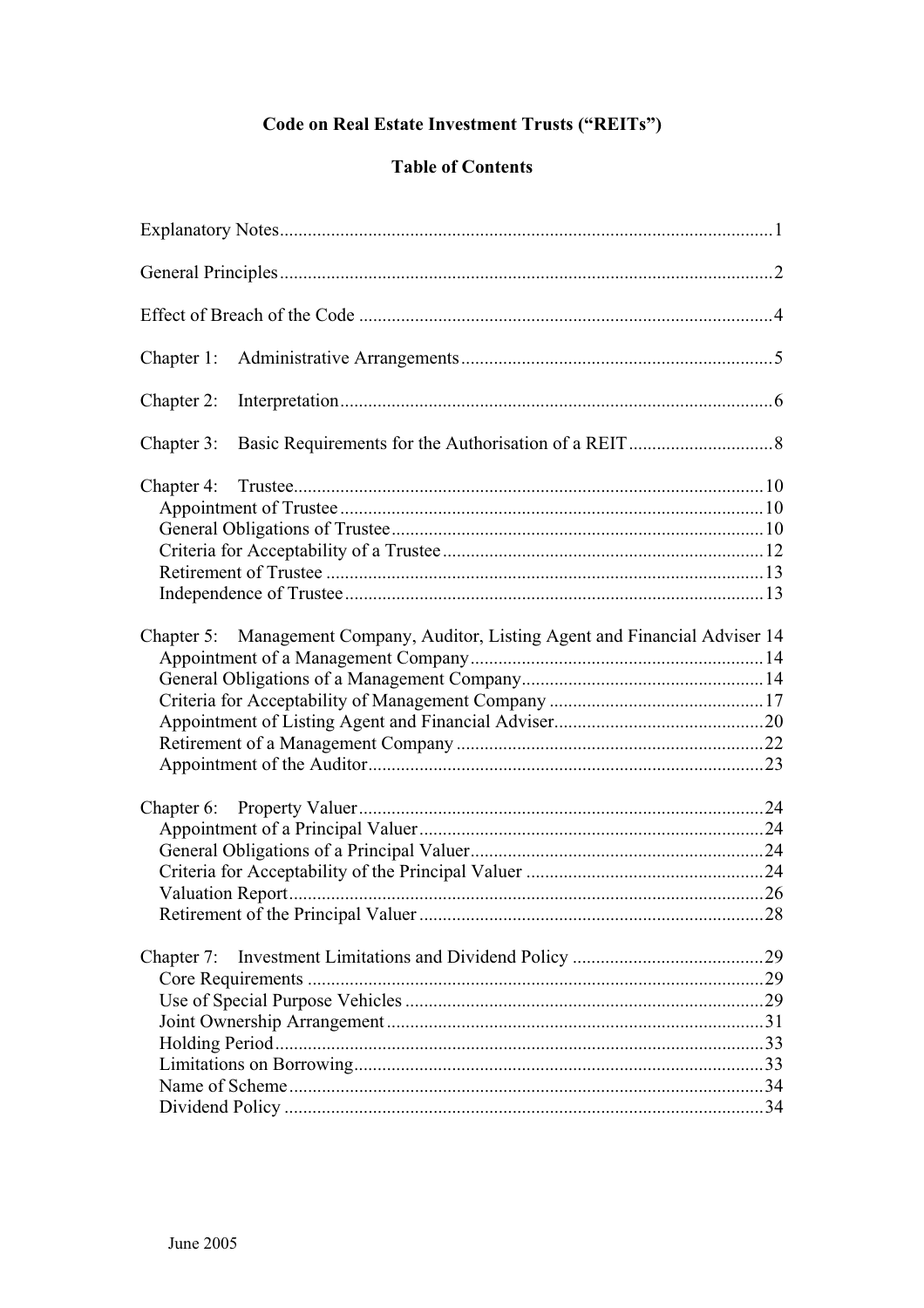# Code on Real Estate Investment Trusts ("REITs")

## Table of Contents

Explanatory Notes ........................................................................................................1

General Principles .........................................................................................................2

Effect of Breach of the Code .........................................................................................4

Chapter 1: Administrative Arrangements ...................................................................5

Chapter 2: Interpretation ..............................................................................................6

Chapter 3: Basic Requirements for the Authorisation of a REIT ...............................8

Chapter 4: Trustee ......................................................................................................10
- Appointment of Trustee ..........................................................................................10
- General Obligations of Trustee ...............................................................................10
- Criteria for Acceptability of a Trustee ....................................................................12
- Retirement of Trustee .............................................................................................13
- Independence of Trustee .........................................................................................13

Chapter 5: Management Company, Auditor, Listing Agent and Financial Adviser 14
- Appointment of a Management Company ..............................................................14
- General Obligations of a Management Company ....................................................14
- Criteria for Acceptability of Management Company ..............................................17
- Appointment of Listing Agent and Financial Adviser ............................................20
- Retirement of a Management Company .................................................................22
- Appointment of the Auditor ....................................................................................23

Chapter 6: Property Valuer ........................................................................................24
- Appointment of a Principal Valuer .........................................................................24
- General Obligations of a Principal Valuer ..............................................................24
- Criteria for Acceptability of the Principal Valuer ...................................................24
- Valuation Report .....................................................................................................26
- Retirement of the Principal Valuer .........................................................................28

Chapter 7: Investment Limitations and Dividend Policy .........................................29
- Core Requirements .................................................................................................29
- Use of Special Purpose Vehicles ............................................................................29
- Joint Ownership Arrangement ................................................................................31
- Holding Period ........................................................................................................33
- Limitations on Borrowing .......................................................................................33
- Name of Scheme .....................................................................................................34
- Dividend Policy ......................................................................................................34

June 2005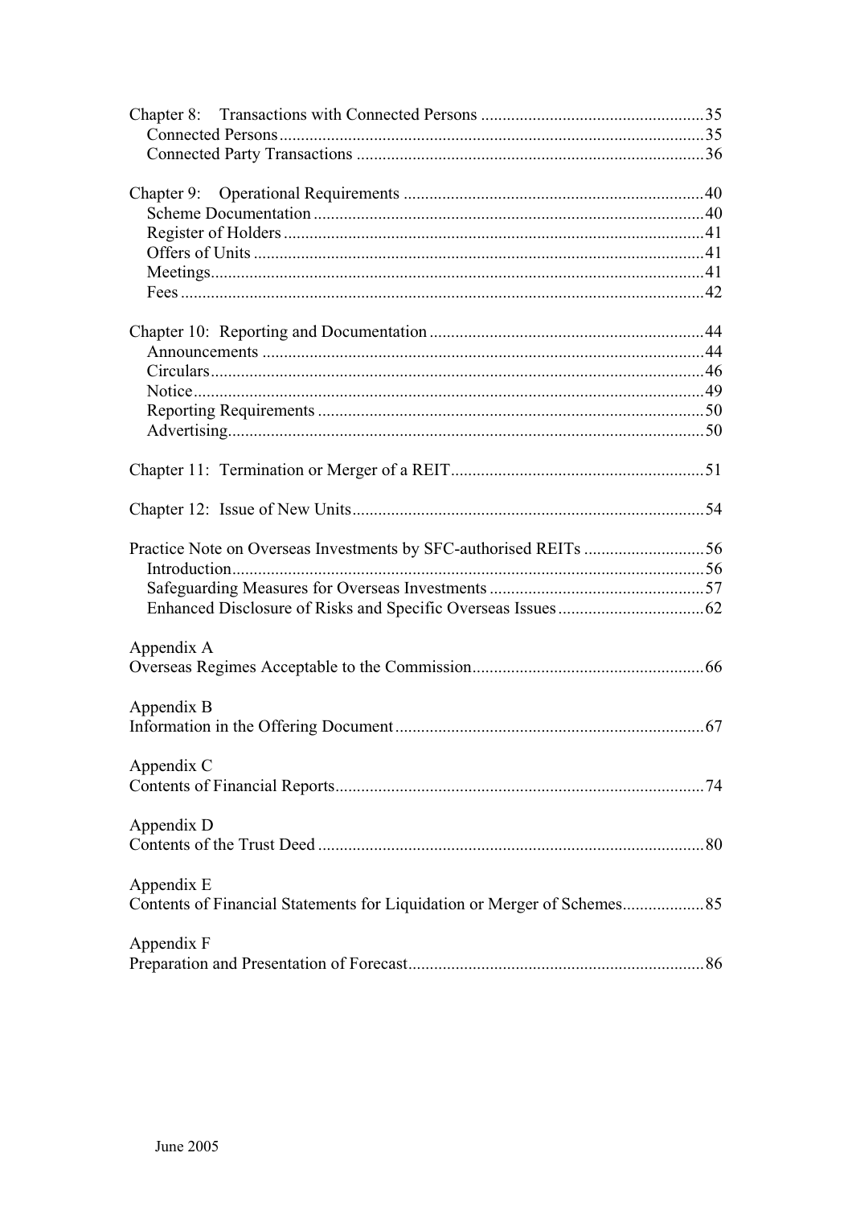Chapter 8: Transactions with Connected Persons ....................................................35
- Connected Persons ....................................................................................35
- Connected Party Transactions ..................................................................36

Chapter 9: Operational Requirements ......................................................................40
- Scheme Documentation ..............................................................................40
- Register of Holders ....................................................................................41
- Offers of Units ..........................................................................................41
- Meetings .....................................................................................................41
- Fees ............................................................................................................42

Chapter 10: Reporting and Documentation ...............................................................44
- Announcements ...........................................................................................44
- Circulars .....................................................................................................46
- Notice .........................................................................................................49
- Reporting Requirements ............................................................................50
- Advertising .................................................................................................50

Chapter 11: Termination or Merger of a REIT ...........................................................51

Chapter 12: Issue of New Units ..................................................................................54

Practice Note on Overseas Investments by SFC-authorised REITs ............................56
- Introduction ................................................................................................56
- Safeguarding Measures for Overseas Investments ....................................57
- Enhanced Disclosure of Risks and Specific Overseas Issues ....................62

Appendix A
Overseas Regimes Acceptable to the Commission ......................................................66

Appendix B
Information in the Offering Document .......................................................................67

Appendix C
Contents of Financial Reports .....................................................................................74

Appendix D
Contents of the Trust Deed .........................................................................................80

Appendix E
Contents of Financial Statements for Liquidation or Merger of Schemes ...................85

Appendix F
Preparation and Presentation of Forecast ....................................................................86

June 2005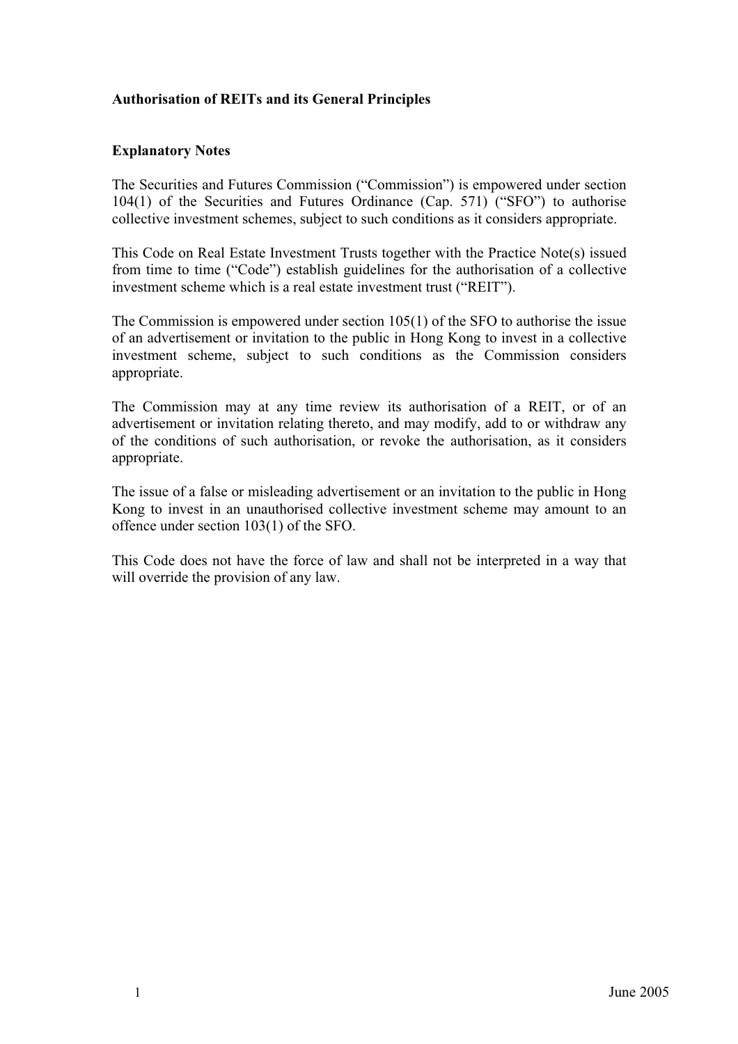**Authorisation of REITs and its General Principles**

**Explanatory Notes**

The Securities and Futures Commission ("Commission") is empowered under section 104(1) of the Securities and Futures Ordinance (Cap. 571) ("SFO") to authorise collective investment schemes, subject to such conditions as it considers appropriate.

This Code on Real Estate Investment Trusts together with the Practice Note(s) issued from time to time ("Code") establish guidelines for the authorisation of a collective investment scheme which is a real estate investment trust ("REIT").

The Commission is empowered under section 105(1) of the SFO to authorise the issue of an advertisement or invitation to the public in Hong Kong to invest in a collective investment scheme, subject to such conditions as the Commission considers appropriate.

The Commission may at any time review its authorisation of a REIT, or of an advertisement or invitation relating thereto, and may modify, add to or withdraw any of the conditions of such authorisation, or revoke the authorisation, as it considers appropriate.

The issue of a false or misleading advertisement or an invitation to the public in Hong Kong to invest in an unauthorised collective investment scheme may amount to an offence under section 103(1) of the SFO.

This Code does not have the force of law and shall not be interpreted in a way that will override the provision of any law.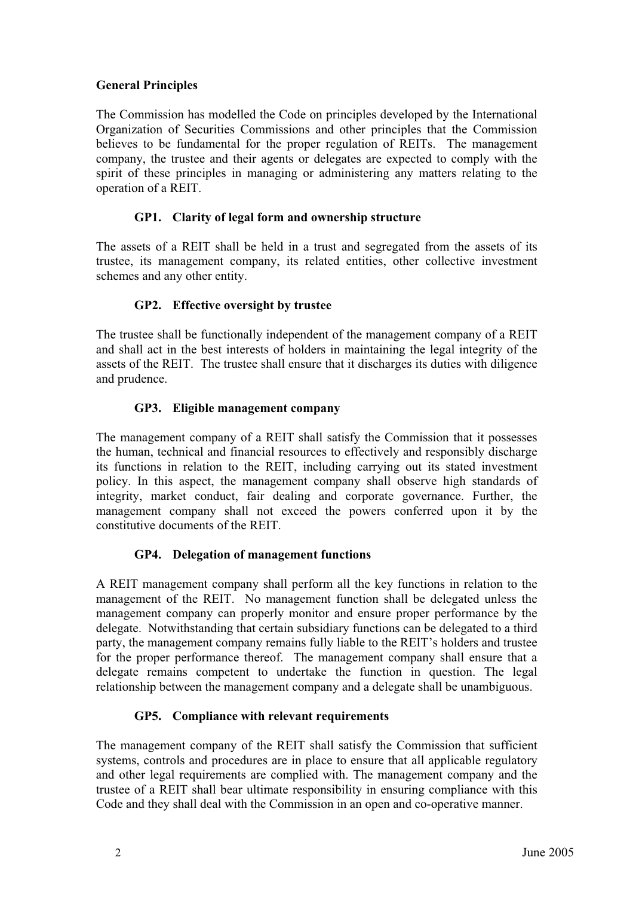## General Principles

The Commission has modelled the Code on principles developed by the International Organization of Securities Commissions and other principles that the Commission believes to be fundamental for the proper regulation of REITs. The management company, the trustee and their agents or delegates are expected to comply with the spirit of these principles in managing or administering any matters relating to the operation of a REIT.

### GP1. Clarity of legal form and ownership structure

The assets of a REIT shall be held in a trust and segregated from the assets of its trustee, its management company, its related entities, other collective investment schemes and any other entity.

### GP2. Effective oversight by trustee

The trustee shall be functionally independent of the management company of a REIT and shall act in the best interests of holders in maintaining the legal integrity of the assets of the REIT. The trustee shall ensure that it discharges its duties with diligence and prudence.

### GP3. Eligible management company

The management company of a REIT shall satisfy the Commission that it possesses the human, technical and financial resources to effectively and responsibly discharge its functions in relation to the REIT, including carrying out its stated investment policy. In this aspect, the management company shall observe high standards of integrity, market conduct, fair dealing and corporate governance. Further, the management company shall not exceed the powers conferred upon it by the constitutive documents of the REIT.

### GP4. Delegation of management functions

A REIT management company shall perform all the key functions in relation to the management of the REIT. No management function shall be delegated unless the management company can properly monitor and ensure proper performance by the delegate. Notwithstanding that certain subsidiary functions can be delegated to a third party, the management company remains fully liable to the REIT's holders and trustee for the proper performance thereof. The management company shall ensure that a delegate remains competent to undertake the function in question. The legal relationship between the management company and a delegate shall be unambiguous.

### GP5. Compliance with relevant requirements

The management company of the REIT shall satisfy the Commission that sufficient systems, controls and procedures are in place to ensure that all applicable regulatory and other legal requirements are complied with. The management company and the trustee of a REIT shall bear ultimate responsibility in ensuring compliance with this Code and they shall deal with the Commission in an open and co-operative manner.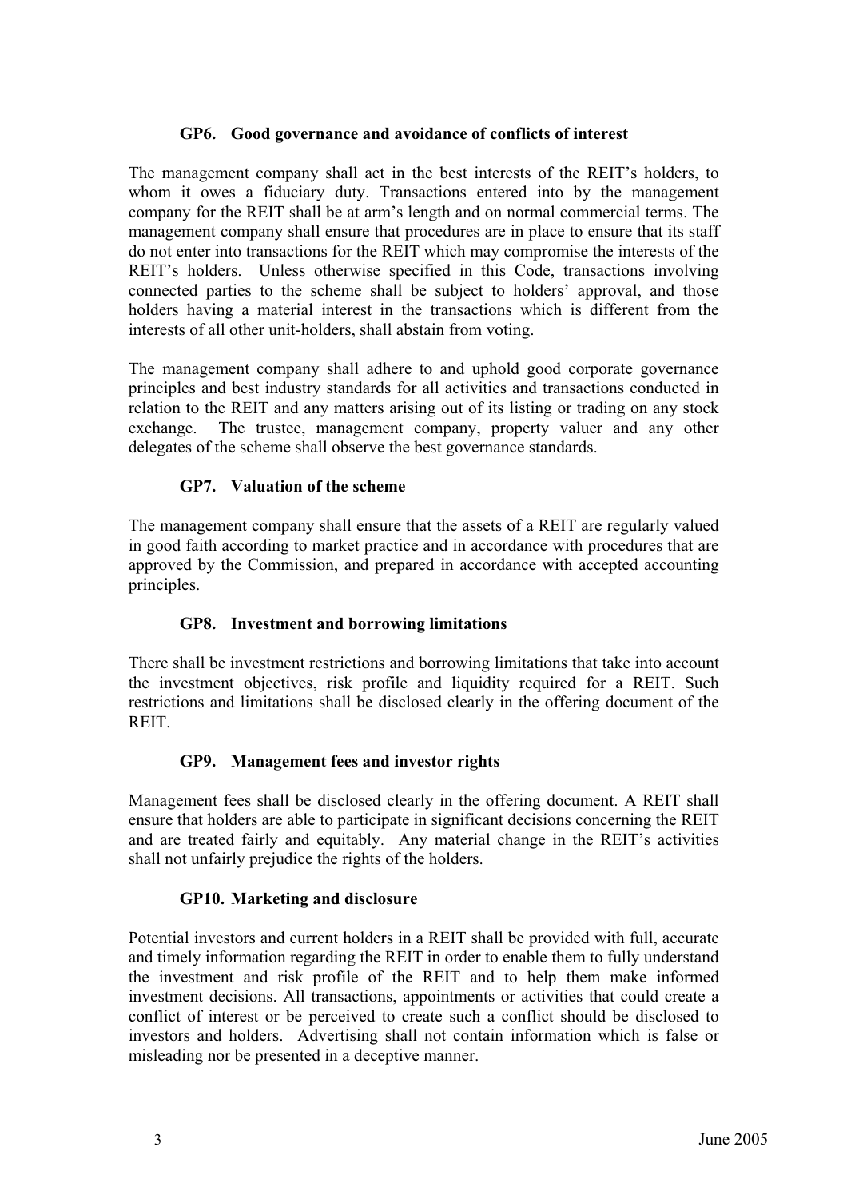### GP6. Good governance and avoidance of conflicts of interest

The management company shall act in the best interests of the REIT's holders, to whom it owes a fiduciary duty. Transactions entered into by the management company for the REIT shall be at arm's length and on normal commercial terms. The management company shall ensure that procedures are in place to ensure that its staff do not enter into transactions for the REIT which may compromise the interests of the REIT's holders. Unless otherwise specified in this Code, transactions involving connected parties to the scheme shall be subject to holders' approval, and those holders having a material interest in the transactions which is different from the interests of all other unit-holders, shall abstain from voting.

The management company shall adhere to and uphold good corporate governance principles and best industry standards for all activities and transactions conducted in relation to the REIT and any matters arising out of its listing or trading on any stock exchange. The trustee, management company, property valuer and any other delegates of the scheme shall observe the best governance standards.

### GP7. Valuation of the scheme

The management company shall ensure that the assets of a REIT are regularly valued in good faith according to market practice and in accordance with procedures that are approved by the Commission, and prepared in accordance with accepted accounting principles.

### GP8. Investment and borrowing limitations

There shall be investment restrictions and borrowing limitations that take into account the investment objectives, risk profile and liquidity required for a REIT. Such restrictions and limitations shall be disclosed clearly in the offering document of the REIT.

### GP9. Management fees and investor rights

Management fees shall be disclosed clearly in the offering document. A REIT shall ensure that holders are able to participate in significant decisions concerning the REIT and are treated fairly and equitably. Any material change in the REIT's activities shall not unfairly prejudice the rights of the holders.

### GP10. Marketing and disclosure

Potential investors and current holders in a REIT shall be provided with full, accurate and timely information regarding the REIT in order to enable them to fully understand the investment and risk profile of the REIT and to help them make informed investment decisions. All transactions, appointments or activities that could create a conflict of interest or be perceived to create such a conflict should be disclosed to investors and holders. Advertising shall not contain information which is false or misleading nor be presented in a deceptive manner.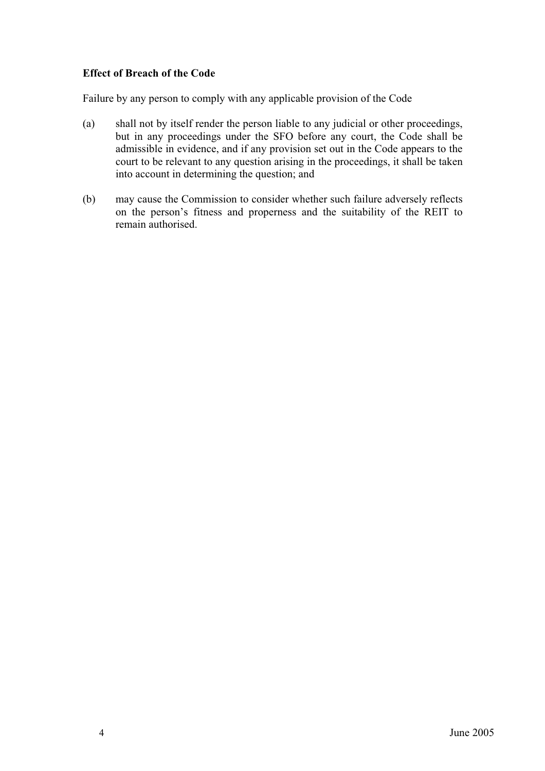**Effect of Breach of the Code**

Failure by any person to comply with any applicable provision of the Code

(a) shall not by itself render the person liable to any judicial or other proceedings, but in any proceedings under the SFO before any court, the Code shall be admissible in evidence, and if any provision set out in the Code appears to the court to be relevant to any question arising in the proceedings, it shall be taken into account in determining the question; and

(b) may cause the Commission to consider whether such failure adversely reflects on the person's fitness and properness and the suitability of the REIT to remain authorised.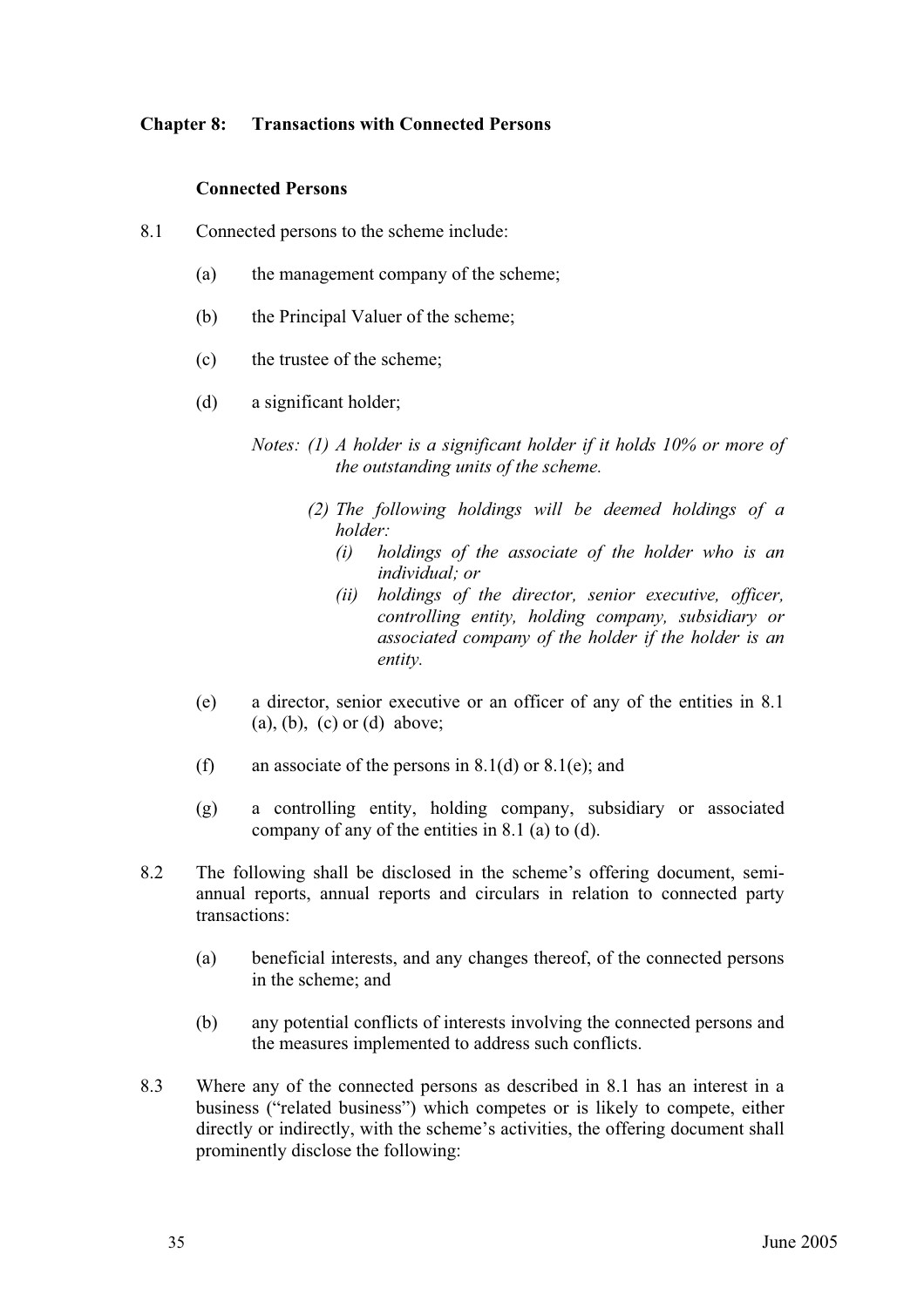## Chapter 8: Transactions with Connected Persons

### Connected Persons

8.1 Connected persons to the scheme include:

(a) the management company of the scheme;

(b) the Principal Valuer of the scheme;

(c) the trustee of the scheme;

(d) a significant holder;

*Notes: (1) A holder is a significant holder if it holds 10% or more of the outstanding units of the scheme.*

*(2) The following holdings will be deemed holdings of a holder:*
*(i) holdings of the associate of the holder who is an individual; or*
*(ii) holdings of the director, senior executive, officer, controlling entity, holding company, subsidiary or associated company of the holder if the holder is an entity.*

(e) a director, senior executive or an officer of any of the entities in 8.1 (a), (b), (c) or (d) above;

(f) an associate of the persons in 8.1(d) or 8.1(e); and

(g) a controlling entity, holding company, subsidiary or associated company of any of the entities in 8.1 (a) to (d).

8.2 The following shall be disclosed in the scheme's offering document, semi-annual reports, annual reports and circulars in relation to connected party transactions:

(a) beneficial interests, and any changes thereof, of the connected persons in the scheme; and

(b) any potential conflicts of interests involving the connected persons and the measures implemented to address such conflicts.

8.3 Where any of the connected persons as described in 8.1 has an interest in a business ("related business") which competes or is likely to compete, either directly or indirectly, with the scheme's activities, the offering document shall prominently disclose the following: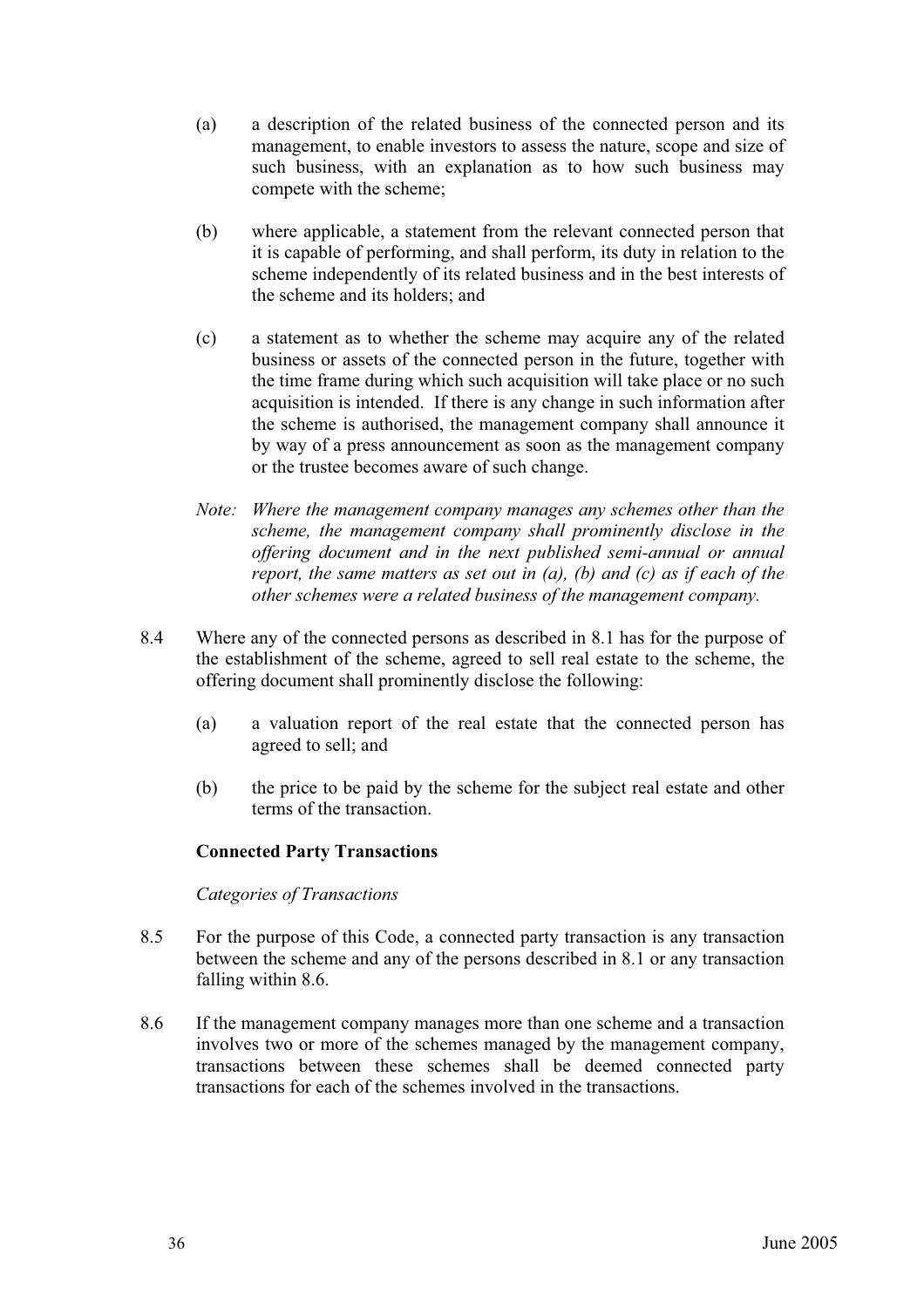(a) a description of the related business of the connected person and its management, to enable investors to assess the nature, scope and size of such business, with an explanation as to how such business may compete with the scheme;

(b) where applicable, a statement from the relevant connected person that it is capable of performing, and shall perform, its duty in relation to the scheme independently of its related business and in the best interests of the scheme and its holders; and

(c) a statement as to whether the scheme may acquire any of the related business or assets of the connected person in the future, together with the time frame during which such acquisition will take place or no such acquisition is intended. If there is any change in such information after the scheme is authorised, the management company shall announce it by way of a press announcement as soon as the management company or the trustee becomes aware of such change.

*Note: Where the management company manages any schemes other than the scheme, the management company shall prominently disclose in the offering document and in the next published semi-annual or annual report, the same matters as set out in (a), (b) and (c) as if each of the other schemes were a related business of the management company.*

8.4 Where any of the connected persons as described in 8.1 has for the purpose of the establishment of the scheme, agreed to sell real estate to the scheme, the offering document shall prominently disclose the following:

(a) a valuation report of the real estate that the connected person has agreed to sell; and

(b) the price to be paid by the scheme for the subject real estate and other terms of the transaction.

**Connected Party Transactions**

*Categories of Transactions*

8.5 For the purpose of this Code, a connected party transaction is any transaction between the scheme and any of the persons described in 8.1 or any transaction falling within 8.6.

8.6 If the management company manages more than one scheme and a transaction involves two or more of the schemes managed by the management company, transactions between these schemes shall be deemed connected party transactions for each of the schemes involved in the transactions.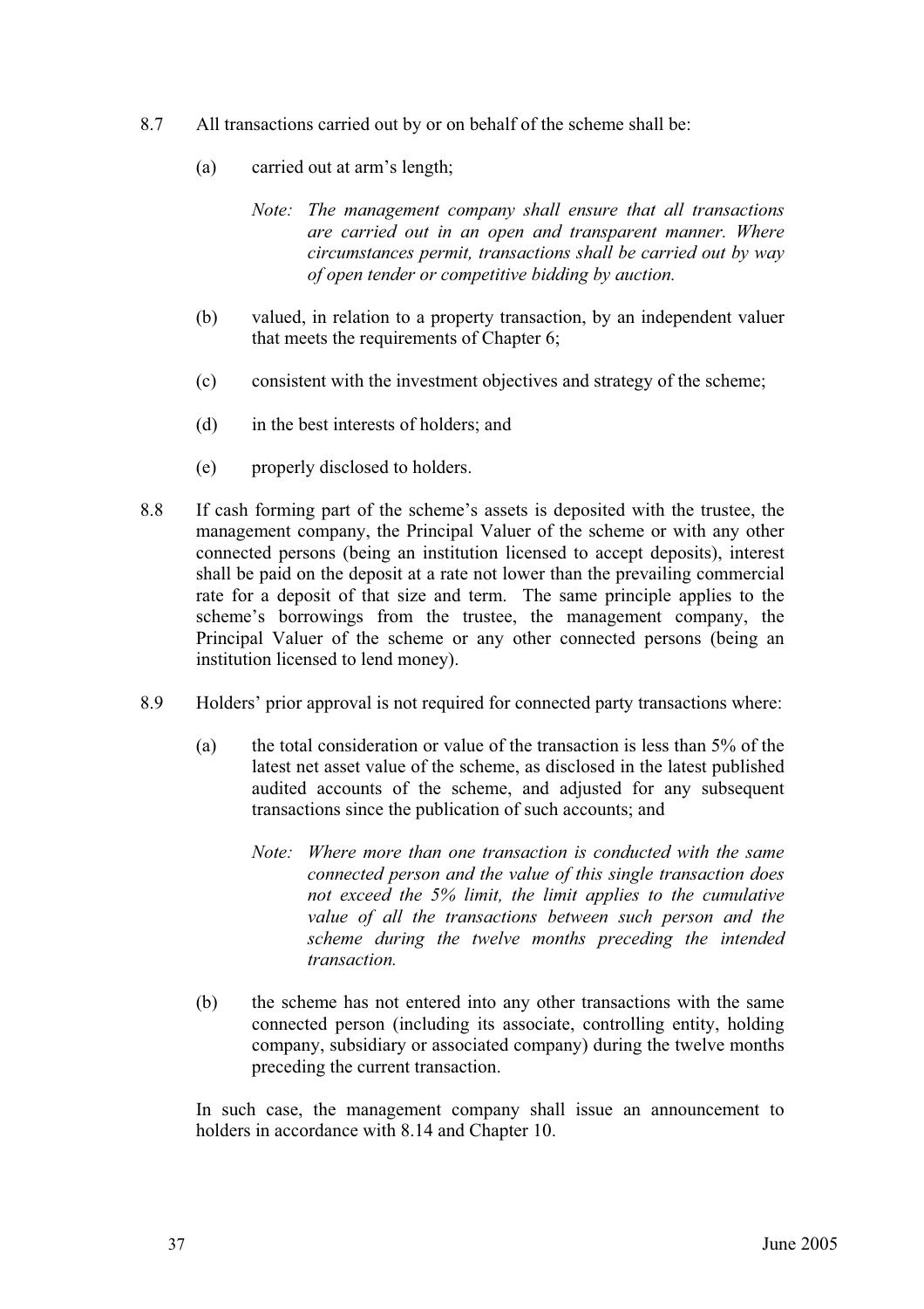8.7 All transactions carried out by or on behalf of the scheme shall be:

(a) carried out at arm's length;

*Note: The management company shall ensure that all transactions are carried out in an open and transparent manner. Where circumstances permit, transactions shall be carried out by way of open tender or competitive bidding by auction.*

(b) valued, in relation to a property transaction, by an independent valuer that meets the requirements of Chapter 6;

(c) consistent with the investment objectives and strategy of the scheme;

(d) in the best interests of holders; and

(e) properly disclosed to holders.

8.8 If cash forming part of the scheme's assets is deposited with the trustee, the management company, the Principal Valuer of the scheme or with any other connected persons (being an institution licensed to accept deposits), interest shall be paid on the deposit at a rate not lower than the prevailing commercial rate for a deposit of that size and term. The same principle applies to the scheme's borrowings from the trustee, the management company, the Principal Valuer of the scheme or any other connected persons (being an institution licensed to lend money).

8.9 Holders' prior approval is not required for connected party transactions where:

(a) the total consideration or value of the transaction is less than 5% of the latest net asset value of the scheme, as disclosed in the latest published audited accounts of the scheme, and adjusted for any subsequent transactions since the publication of such accounts; and

*Note: Where more than one transaction is conducted with the same connected person and the value of this single transaction does not exceed the 5% limit, the limit applies to the cumulative value of all the transactions between such person and the scheme during the twelve months preceding the intended transaction.*

(b) the scheme has not entered into any other transactions with the same connected person (including its associate, controlling entity, holding company, subsidiary or associated company) during the twelve months preceding the current transaction.

In such case, the management company shall issue an announcement to holders in accordance with 8.14 and Chapter 10.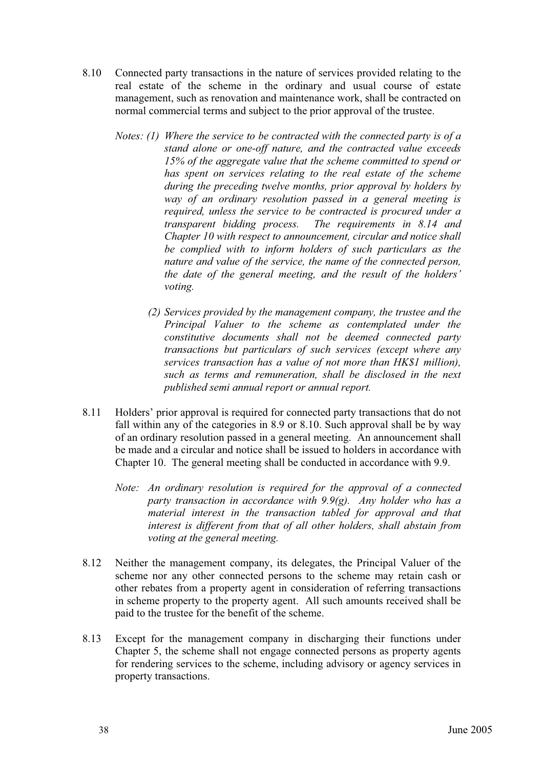8.10 Connected party transactions in the nature of services provided relating to the real estate of the scheme in the ordinary and usual course of estate management, such as renovation and maintenance work, shall be contracted on normal commercial terms and subject to the prior approval of the trustee.

*Notes: (1) Where the service to be contracted with the connected party is of a stand alone or one-off nature, and the contracted value exceeds 15% of the aggregate value that the scheme committed to spend or has spent on services relating to the real estate of the scheme during the preceding twelve months, prior approval by holders by way of an ordinary resolution passed in a general meeting is required, unless the service to be contracted is procured under a transparent bidding process. The requirements in 8.14 and Chapter 10 with respect to announcement, circular and notice shall be complied with to inform holders of such particulars as the nature and value of the service, the name of the connected person, the date of the general meeting, and the result of the holders' voting.*

*(2) Services provided by the management company, the trustee and the Principal Valuer to the scheme as contemplated under the constitutive documents shall not be deemed connected party transactions but particulars of such services (except where any services transaction has a value of not more than HK$1 million), such as terms and remuneration, shall be disclosed in the next published semi annual report or annual report.*

8.11 Holders' prior approval is required for connected party transactions that do not fall within any of the categories in 8.9 or 8.10. Such approval shall be by way of an ordinary resolution passed in a general meeting. An announcement shall be made and a circular and notice shall be issued to holders in accordance with Chapter 10. The general meeting shall be conducted in accordance with 9.9.

*Note: An ordinary resolution is required for the approval of a connected party transaction in accordance with 9.9(g). Any holder who has a material interest in the transaction tabled for approval and that interest is different from that of all other holders, shall abstain from voting at the general meeting.*

8.12 Neither the management company, its delegates, the Principal Valuer of the scheme nor any other connected persons to the scheme may retain cash or other rebates from a property agent in consideration of referring transactions in scheme property to the property agent. All such amounts received shall be paid to the trustee for the benefit of the scheme.

8.13 Except for the management company in discharging their functions under Chapter 5, the scheme shall not engage connected persons as property agents for rendering services to the scheme, including advisory or agency services in property transactions.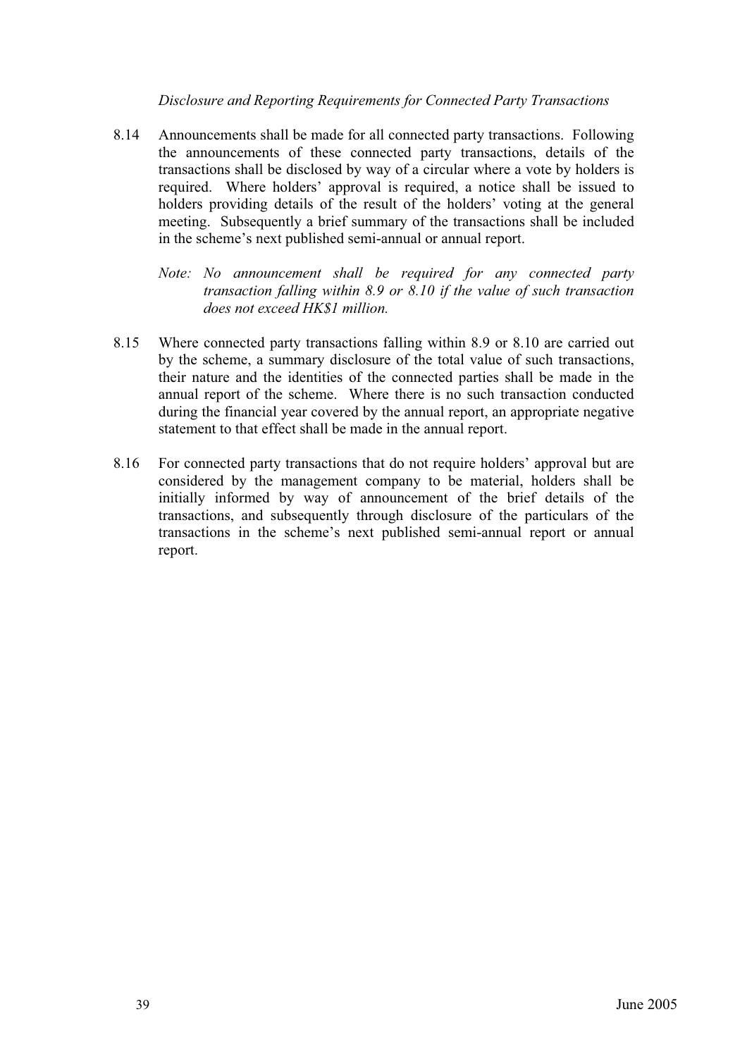*Disclosure and Reporting Requirements for Connected Party Transactions*

8.14 Announcements shall be made for all connected party transactions. Following the announcements of these connected party transactions, details of the transactions shall be disclosed by way of a circular where a vote by holders is required. Where holders' approval is required, a notice shall be issued to holders providing details of the result of the holders' voting at the general meeting. Subsequently a brief summary of the transactions shall be included in the scheme's next published semi-annual or annual report.

*Note: No announcement shall be required for any connected party transaction falling within 8.9 or 8.10 if the value of such transaction does not exceed HK$1 million.*

8.15 Where connected party transactions falling within 8.9 or 8.10 are carried out by the scheme, a summary disclosure of the total value of such transactions, their nature and the identities of the connected parties shall be made in the annual report of the scheme. Where there is no such transaction conducted during the financial year covered by the annual report, an appropriate negative statement to that effect shall be made in the annual report.

8.16 For connected party transactions that do not require holders' approval but are considered by the management company to be material, holders shall be initially informed by way of announcement of the brief details of the transactions, and subsequently through disclosure of the particulars of the transactions in the scheme's next published semi-annual report or annual report.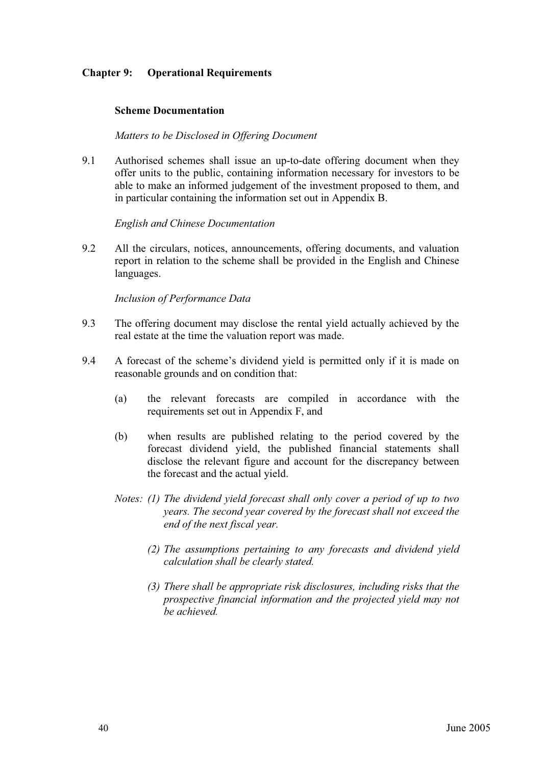# Chapter 9: Operational Requirements

## Scheme Documentation

*Matters to be Disclosed in Offering Document*

9.1 Authorised schemes shall issue an up-to-date offering document when they offer units to the public, containing information necessary for investors to be able to make an informed judgement of the investment proposed to them, and in particular containing the information set out in Appendix B.

*English and Chinese Documentation*

9.2 All the circulars, notices, announcements, offering documents, and valuation report in relation to the scheme shall be provided in the English and Chinese languages.

*Inclusion of Performance Data*

9.3 The offering document may disclose the rental yield actually achieved by the real estate at the time the valuation report was made.

9.4 A forecast of the scheme's dividend yield is permitted only if it is made on reasonable grounds and on condition that:

(a) the relevant forecasts are compiled in accordance with the requirements set out in Appendix F, and

(b) when results are published relating to the period covered by the forecast dividend yield, the published financial statements shall disclose the relevant figure and account for the discrepancy between the forecast and the actual yield.

*Notes: (1) The dividend yield forecast shall only cover a period of up to two years. The second year covered by the forecast shall not exceed the end of the next fiscal year.*

*(2) The assumptions pertaining to any forecasts and dividend yield calculation shall be clearly stated.*

*(3) There shall be appropriate risk disclosures, including risks that the prospective financial information and the projected yield may not be achieved.*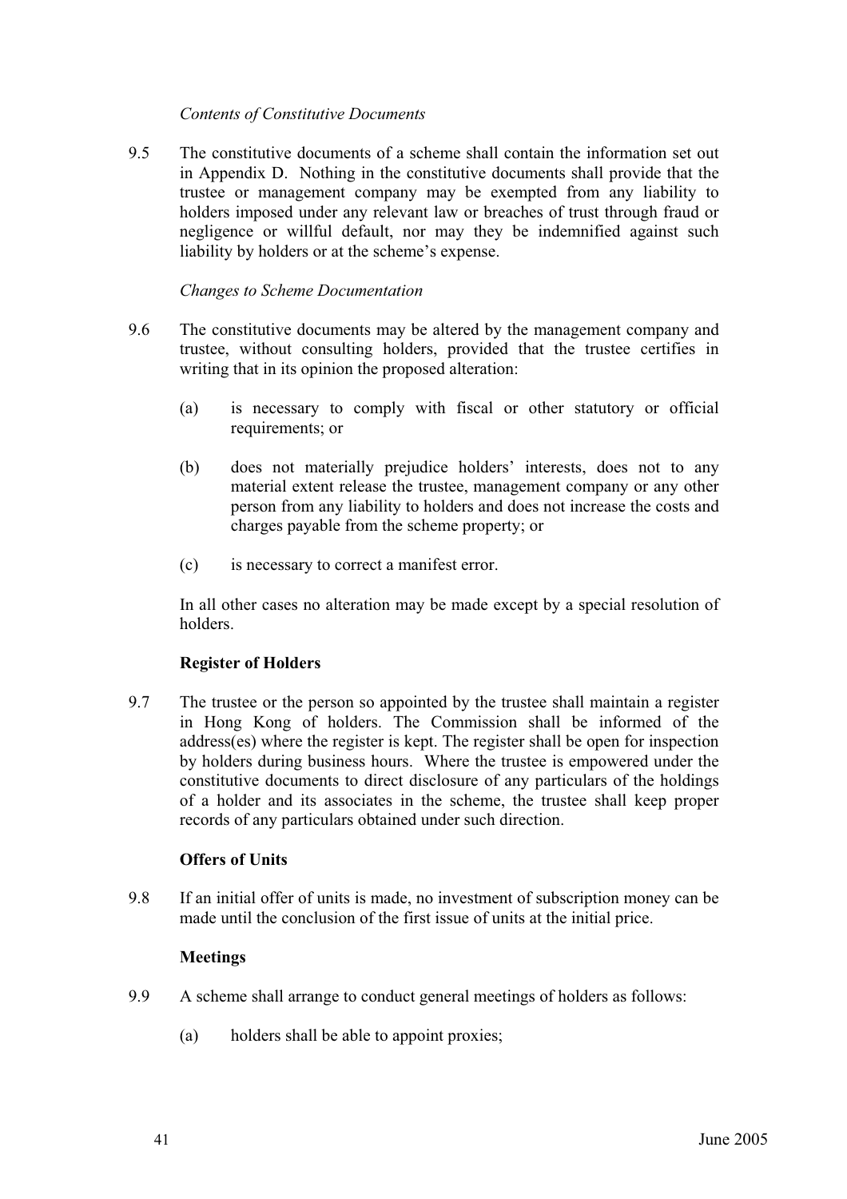*Contents of Constitutive Documents*

9.5 The constitutive documents of a scheme shall contain the information set out in Appendix D. Nothing in the constitutive documents shall provide that the trustee or management company may be exempted from any liability to holders imposed under any relevant law or breaches of trust through fraud or negligence or willful default, nor may they be indemnified against such liability by holders or at the scheme's expense.

*Changes to Scheme Documentation*

9.6 The constitutive documents may be altered by the management company and trustee, without consulting holders, provided that the trustee certifies in writing that in its opinion the proposed alteration:

(a) is necessary to comply with fiscal or other statutory or official requirements; or

(b) does not materially prejudice holders' interests, does not to any material extent release the trustee, management company or any other person from any liability to holders and does not increase the costs and charges payable from the scheme property; or

(c) is necessary to correct a manifest error.

In all other cases no alteration may be made except by a special resolution of holders.

**Register of Holders**

9.7 The trustee or the person so appointed by the trustee shall maintain a register in Hong Kong of holders. The Commission shall be informed of the address(es) where the register is kept. The register shall be open for inspection by holders during business hours. Where the trustee is empowered under the constitutive documents to direct disclosure of any particulars of the holdings of a holder and its associates in the scheme, the trustee shall keep proper records of any particulars obtained under such direction.

**Offers of Units**

9.8 If an initial offer of units is made, no investment of subscription money can be made until the conclusion of the first issue of units at the initial price.

**Meetings**

9.9 A scheme shall arrange to conduct general meetings of holders as follows:

(a) holders shall be able to appoint proxies;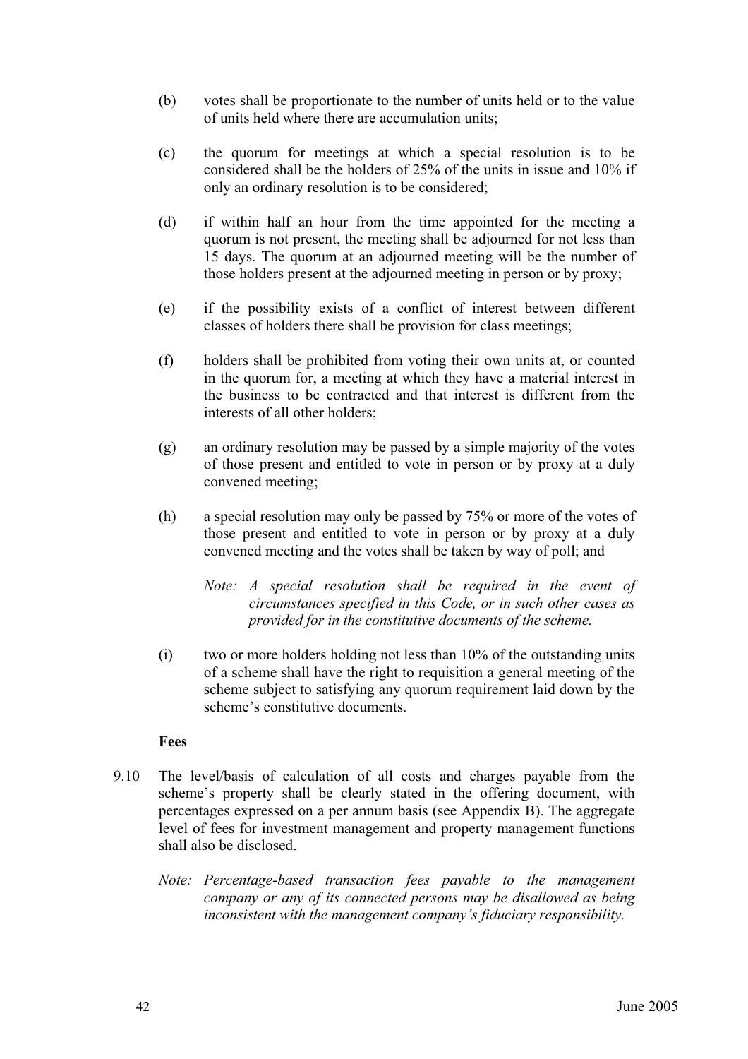(b) votes shall be proportionate to the number of units held or to the value of units held where there are accumulation units;

(c) the quorum for meetings at which a special resolution is to be considered shall be the holders of 25% of the units in issue and 10% if only an ordinary resolution is to be considered;

(d) if within half an hour from the time appointed for the meeting a quorum is not present, the meeting shall be adjourned for not less than 15 days. The quorum at an adjourned meeting will be the number of those holders present at the adjourned meeting in person or by proxy;

(e) if the possibility exists of a conflict of interest between different classes of holders there shall be provision for class meetings;

(f) holders shall be prohibited from voting their own units at, or counted in the quorum for, a meeting at which they have a material interest in the business to be contracted and that interest is different from the interests of all other holders;

(g) an ordinary resolution may be passed by a simple majority of the votes of those present and entitled to vote in person or by proxy at a duly convened meeting;

(h) a special resolution may only be passed by 75% or more of the votes of those present and entitled to vote in person or by proxy at a duly convened meeting and the votes shall be taken by way of poll; and

*Note: A special resolution shall be required in the event of circumstances specified in this Code, or in such other cases as provided for in the constitutive documents of the scheme.*

(i) two or more holders holding not less than 10% of the outstanding units of a scheme shall have the right to requisition a general meeting of the scheme subject to satisfying any quorum requirement laid down by the scheme's constitutive documents.

**Fees**

9.10 The level/basis of calculation of all costs and charges payable from the scheme's property shall be clearly stated in the offering document, with percentages expressed on a per annum basis (see Appendix B). The aggregate level of fees for investment management and property management functions shall also be disclosed.

*Note: Percentage-based transaction fees payable to the management company or any of its connected persons may be disallowed as being inconsistent with the management company's fiduciary responsibility.*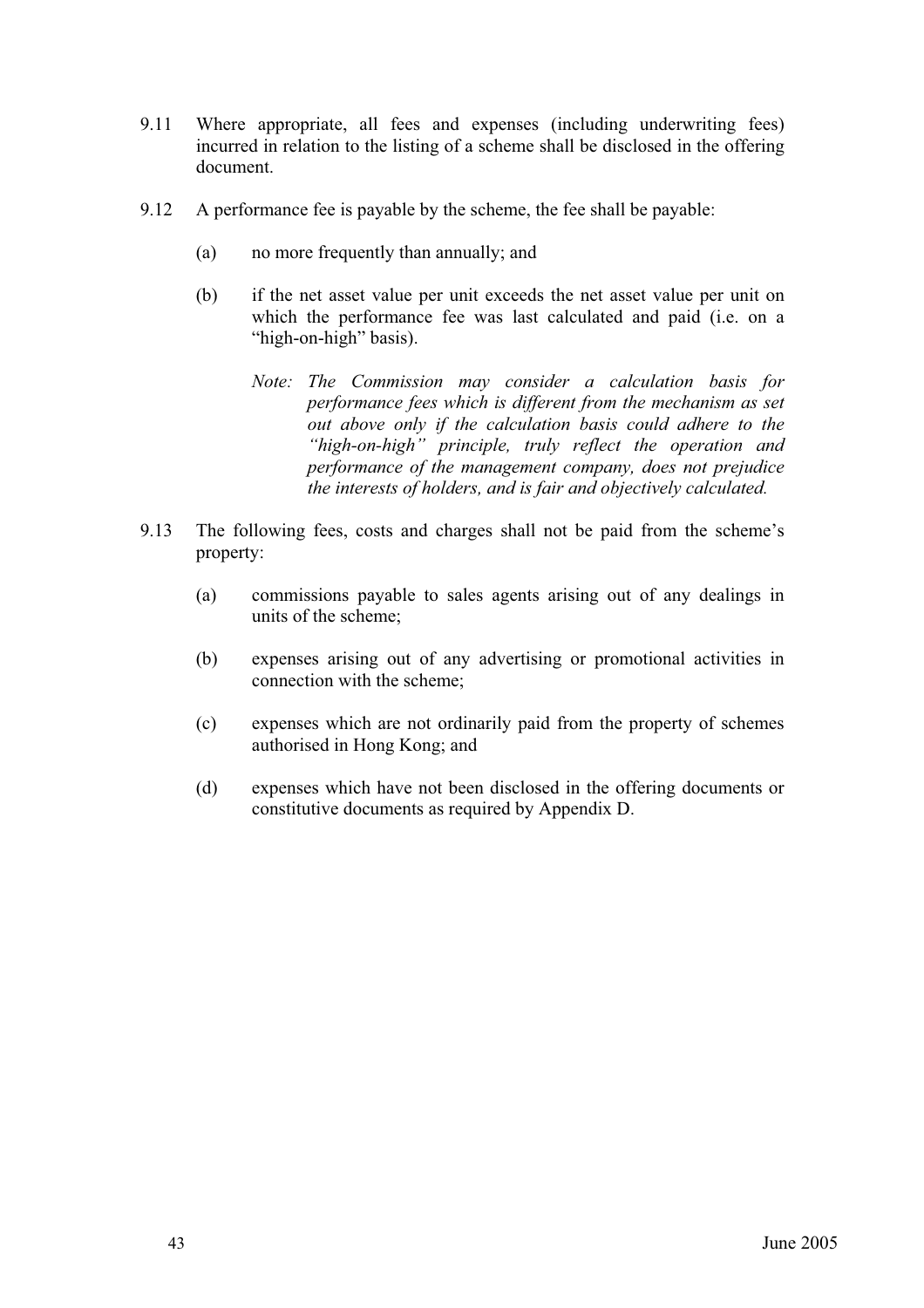9.11 Where appropriate, all fees and expenses (including underwriting fees) incurred in relation to the listing of a scheme shall be disclosed in the offering document.

9.12 A performance fee is payable by the scheme, the fee shall be payable:

(a) no more frequently than annually; and

(b) if the net asset value per unit exceeds the net asset value per unit on which the performance fee was last calculated and paid (i.e. on a "high-on-high" basis).

*Note: The Commission may consider a calculation basis for performance fees which is different from the mechanism as set out above only if the calculation basis could adhere to the "high-on-high" principle, truly reflect the operation and performance of the management company, does not prejudice the interests of holders, and is fair and objectively calculated.*

9.13 The following fees, costs and charges shall not be paid from the scheme's property:

(a) commissions payable to sales agents arising out of any dealings in units of the scheme;

(b) expenses arising out of any advertising or promotional activities in connection with the scheme;

(c) expenses which are not ordinarily paid from the property of schemes authorised in Hong Kong; and

(d) expenses which have not been disclosed in the offering documents or constitutive documents as required by Appendix D.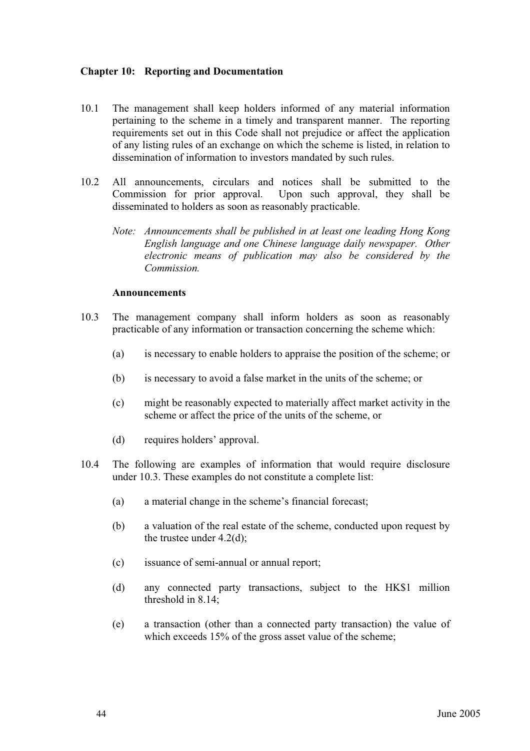## Chapter 10: Reporting and Documentation

10.1 The management shall keep holders informed of any material information pertaining to the scheme in a timely and transparent manner. The reporting requirements set out in this Code shall not prejudice or affect the application of any listing rules of an exchange on which the scheme is listed, in relation to dissemination of information to investors mandated by such rules.

10.2 All announcements, circulars and notices shall be submitted to the Commission for prior approval. Upon such approval, they shall be disseminated to holders as soon as reasonably practicable.

*Note: Announcements shall be published in at least one leading Hong Kong English language and one Chinese language daily newspaper. Other electronic means of publication may also be considered by the Commission.*

### Announcements

10.3 The management company shall inform holders as soon as reasonably practicable of any information or transaction concerning the scheme which:

(a) is necessary to enable holders to appraise the position of the scheme; or

(b) is necessary to avoid a false market in the units of the scheme; or

(c) might be reasonably expected to materially affect market activity in the scheme or affect the price of the units of the scheme, or

(d) requires holders' approval.

10.4 The following are examples of information that would require disclosure under 10.3. These examples do not constitute a complete list:

(a) a material change in the scheme's financial forecast;

(b) a valuation of the real estate of the scheme, conducted upon request by the trustee under 4.2(d);

(c) issuance of semi-annual or annual report;

(d) any connected party transactions, subject to the HK$1 million threshold in 8.14;

(e) a transaction (other than a connected party transaction) the value of which exceeds 15% of the gross asset value of the scheme;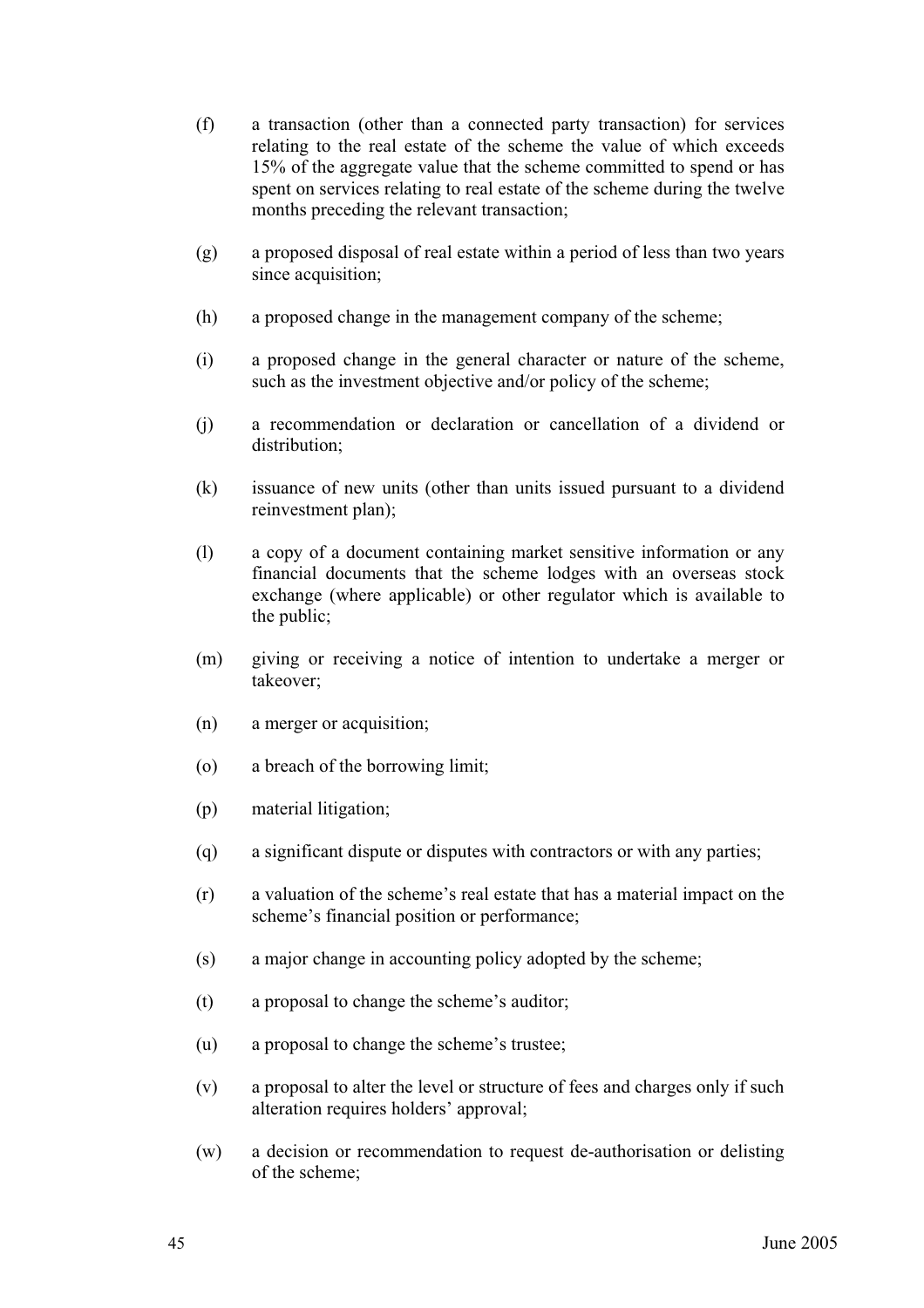(f) a transaction (other than a connected party transaction) for services relating to the real estate of the scheme the value of which exceeds 15% of the aggregate value that the scheme committed to spend or has spent on services relating to real estate of the scheme during the twelve months preceding the relevant transaction;

(g) a proposed disposal of real estate within a period of less than two years since acquisition;

(h) a proposed change in the management company of the scheme;

(i) a proposed change in the general character or nature of the scheme, such as the investment objective and/or policy of the scheme;

(j) a recommendation or declaration or cancellation of a dividend or distribution;

(k) issuance of new units (other than units issued pursuant to a dividend reinvestment plan);

(l) a copy of a document containing market sensitive information or any financial documents that the scheme lodges with an overseas stock exchange (where applicable) or other regulator which is available to the public;

(m) giving or receiving a notice of intention to undertake a merger or takeover;

(n) a merger or acquisition;

(o) a breach of the borrowing limit;

(p) material litigation;

(q) a significant dispute or disputes with contractors or with any parties;

(r) a valuation of the scheme's real estate that has a material impact on the scheme's financial position or performance;

(s) a major change in accounting policy adopted by the scheme;

(t) a proposal to change the scheme's auditor;

(u) a proposal to change the scheme's trustee;

(v) a proposal to alter the level or structure of fees and charges only if such alteration requires holders' approval;

(w) a decision or recommendation to request de-authorisation or delisting of the scheme;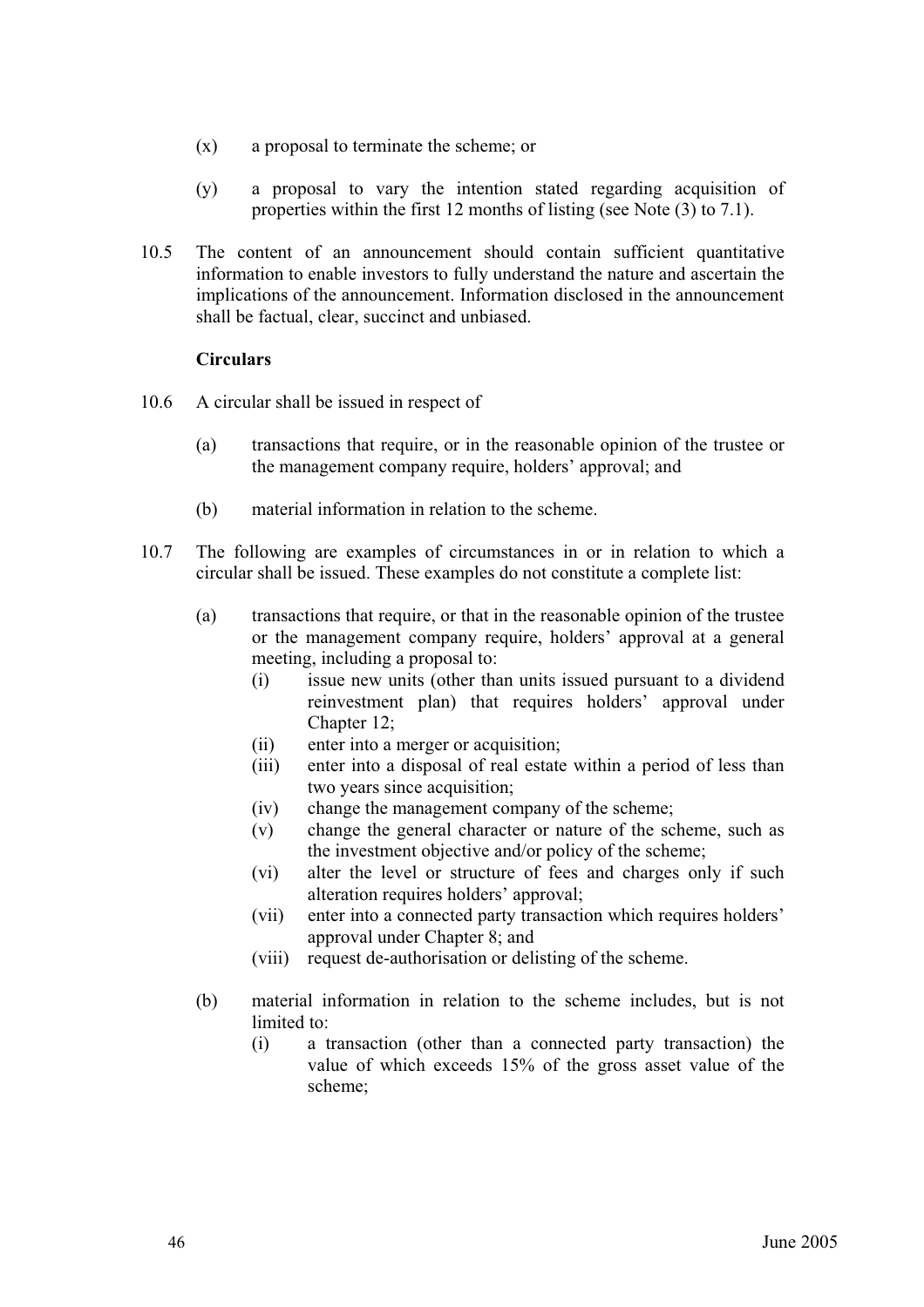(x) a proposal to terminate the scheme; or

(y) a proposal to vary the intention stated regarding acquisition of properties within the first 12 months of listing (see Note (3) to 7.1).

10.5 The content of an announcement should contain sufficient quantitative information to enable investors to fully understand the nature and ascertain the implications of the announcement. Information disclosed in the announcement shall be factual, clear, succinct and unbiased.

**Circulars**

10.6 A circular shall be issued in respect of

(a) transactions that require, or in the reasonable opinion of the trustee or the management company require, holders' approval; and

(b) material information in relation to the scheme.

10.7 The following are examples of circumstances in or in relation to which a circular shall be issued. These examples do not constitute a complete list:

(a) transactions that require, or that in the reasonable opinion of the trustee or the management company require, holders' approval at a general meeting, including a proposal to:
   - (i) issue new units (other than units issued pursuant to a dividend reinvestment plan) that requires holders' approval under Chapter 12;
   - (ii) enter into a merger or acquisition;
   - (iii) enter into a disposal of real estate within a period of less than two years since acquisition;
   - (iv) change the management company of the scheme;
   - (v) change the general character or nature of the scheme, such as the investment objective and/or policy of the scheme;
   - (vi) alter the level or structure of fees and charges only if such alteration requires holders' approval;
   - (vii) enter into a connected party transaction which requires holders' approval under Chapter 8; and
   - (viii) request de-authorisation or delisting of the scheme.

(b) material information in relation to the scheme includes, but is not limited to:
   - (i) a transaction (other than a connected party transaction) the value of which exceeds 15% of the gross asset value of the scheme;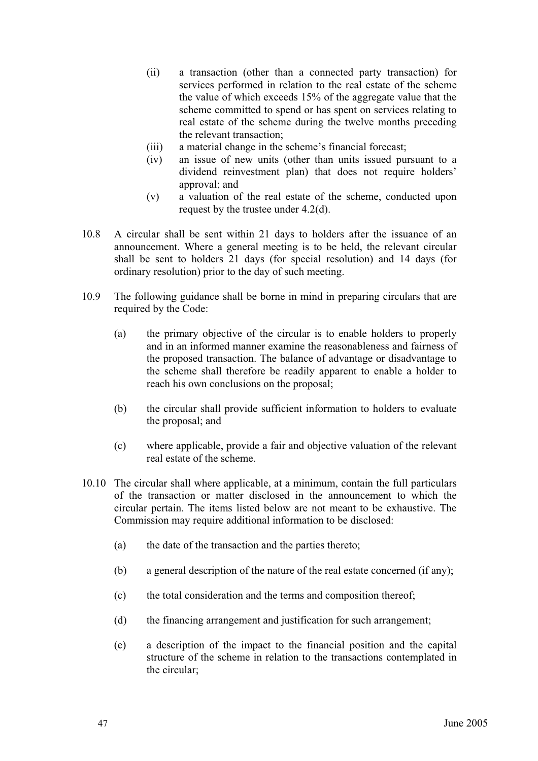(ii) a transaction (other than a connected party transaction) for services performed in relation to the real estate of the scheme the value of which exceeds 15% of the aggregate value that the scheme committed to spend or has spent on services relating to real estate of the scheme during the twelve months preceding the relevant transaction;

(iii) a material change in the scheme's financial forecast;

(iv) an issue of new units (other than units issued pursuant to a dividend reinvestment plan) that does not require holders' approval; and

(v) a valuation of the real estate of the scheme, conducted upon request by the trustee under 4.2(d).

10.8 A circular shall be sent within 21 days to holders after the issuance of an announcement. Where a general meeting is to be held, the relevant circular shall be sent to holders 21 days (for special resolution) and 14 days (for ordinary resolution) prior to the day of such meeting.

10.9 The following guidance shall be borne in mind in preparing circulars that are required by the Code:

(a) the primary objective of the circular is to enable holders to properly and in an informed manner examine the reasonableness and fairness of the proposed transaction. The balance of advantage or disadvantage to the scheme shall therefore be readily apparent to enable a holder to reach his own conclusions on the proposal;

(b) the circular shall provide sufficient information to holders to evaluate the proposal; and

(c) where applicable, provide a fair and objective valuation of the relevant real estate of the scheme.

10.10 The circular shall where applicable, at a minimum, contain the full particulars of the transaction or matter disclosed in the announcement to which the circular pertain. The items listed below are not meant to be exhaustive. The Commission may require additional information to be disclosed:

(a) the date of the transaction and the parties thereto;

(b) a general description of the nature of the real estate concerned (if any);

(c) the total consideration and the terms and composition thereof;

(d) the financing arrangement and justification for such arrangement;

(e) a description of the impact to the financial position and the capital structure of the scheme in relation to the transactions contemplated in the circular;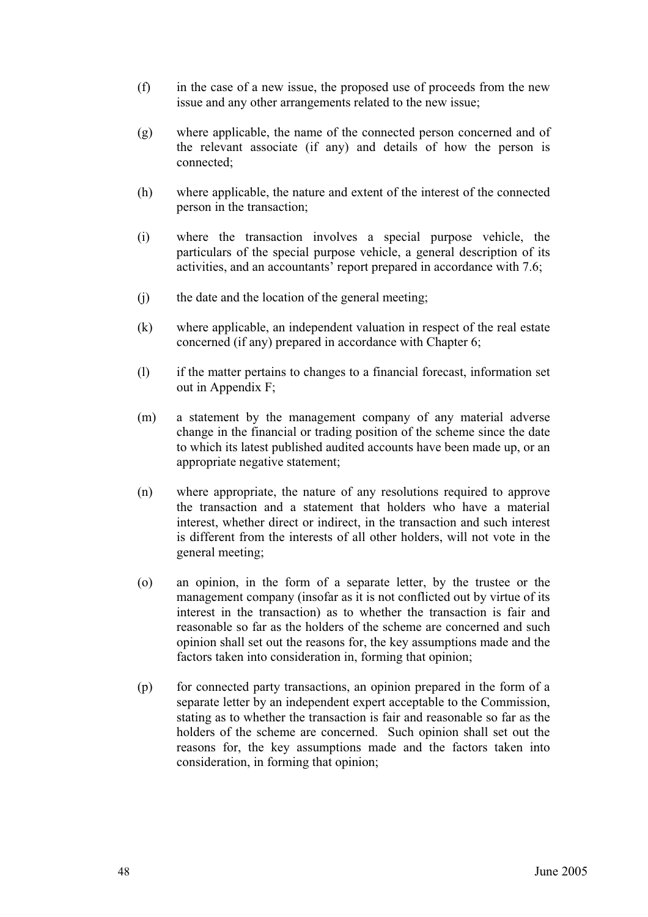(f) in the case of a new issue, the proposed use of proceeds from the new issue and any other arrangements related to the new issue;

(g) where applicable, the name of the connected person concerned and of the relevant associate (if any) and details of how the person is connected;

(h) where applicable, the nature and extent of the interest of the connected person in the transaction;

(i) where the transaction involves a special purpose vehicle, the particulars of the special purpose vehicle, a general description of its activities, and an accountants' report prepared in accordance with 7.6;

(j) the date and the location of the general meeting;

(k) where applicable, an independent valuation in respect of the real estate concerned (if any) prepared in accordance with Chapter 6;

(l) if the matter pertains to changes to a financial forecast, information set out in Appendix F;

(m) a statement by the management company of any material adverse change in the financial or trading position of the scheme since the date to which its latest published audited accounts have been made up, or an appropriate negative statement;

(n) where appropriate, the nature of any resolutions required to approve the transaction and a statement that holders who have a material interest, whether direct or indirect, in the transaction and such interest is different from the interests of all other holders, will not vote in the general meeting;

(o) an opinion, in the form of a separate letter, by the trustee or the management company (insofar as it is not conflicted out by virtue of its interest in the transaction) as to whether the transaction is fair and reasonable so far as the holders of the scheme are concerned and such opinion shall set out the reasons for, the key assumptions made and the factors taken into consideration in, forming that opinion;

(p) for connected party transactions, an opinion prepared in the form of a separate letter by an independent expert acceptable to the Commission, stating as to whether the transaction is fair and reasonable so far as the holders of the scheme are concerned. Such opinion shall set out the reasons for, the key assumptions made and the factors taken into consideration, in forming that opinion;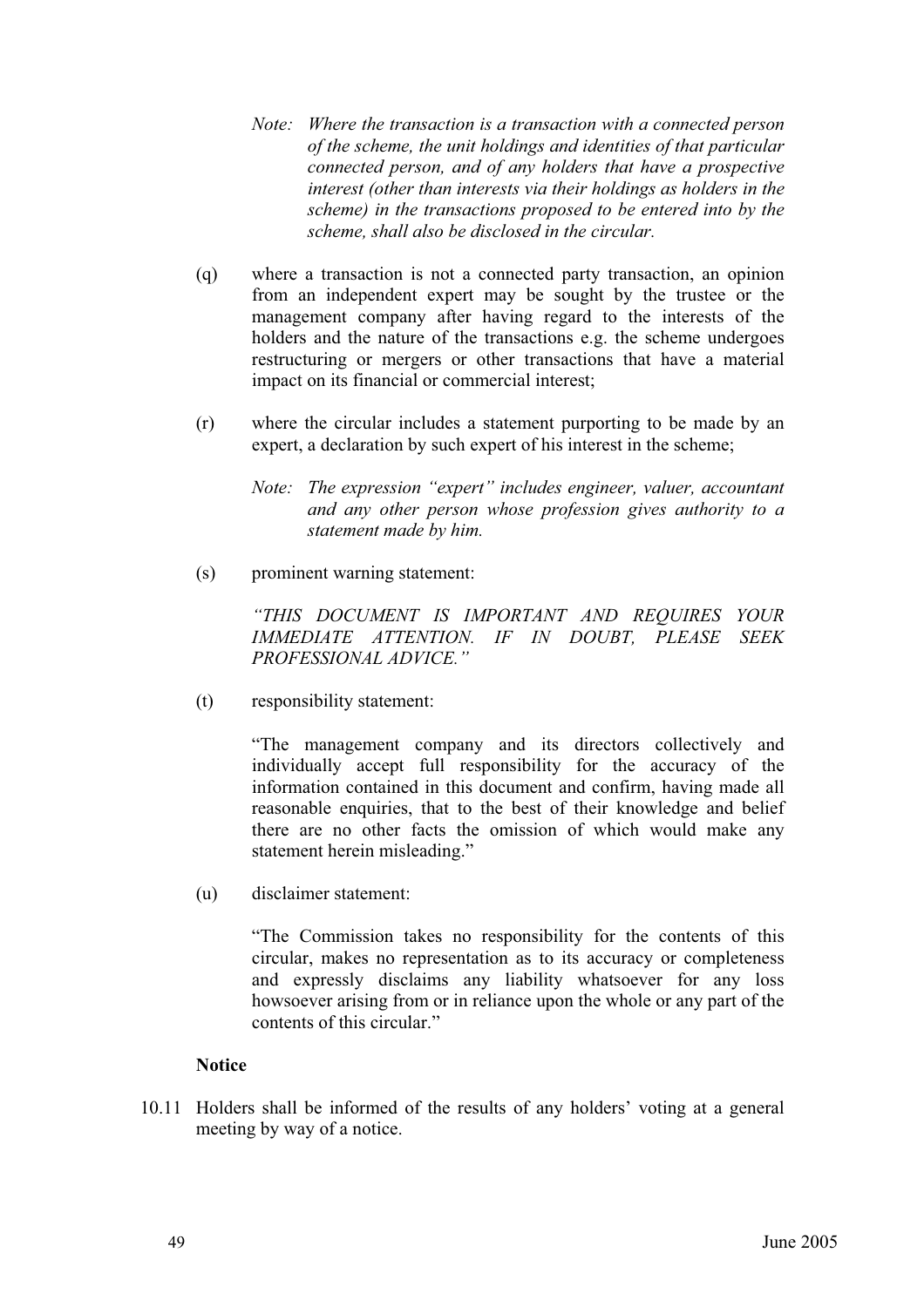*Note: Where the transaction is a transaction with a connected person of the scheme, the unit holdings and identities of that particular connected person, and of any holders that have a prospective interest (other than interests via their holdings as holders in the scheme) in the transactions proposed to be entered into by the scheme, shall also be disclosed in the circular.*

(q) where a transaction is not a connected party transaction, an opinion from an independent expert may be sought by the trustee or the management company after having regard to the interests of the holders and the nature of the transactions e.g. the scheme undergoes restructuring or mergers or other transactions that have a material impact on its financial or commercial interest;

(r) where the circular includes a statement purporting to be made by an expert, a declaration by such expert of his interest in the scheme;

*Note: The expression "expert" includes engineer, valuer, accountant and any other person whose profession gives authority to a statement made by him.*

(s) prominent warning statement:

*"THIS DOCUMENT IS IMPORTANT AND REQUIRES YOUR IMMEDIATE ATTENTION. IF IN DOUBT, PLEASE SEEK PROFESSIONAL ADVICE."*

(t) responsibility statement:

"The management company and its directors collectively and individually accept full responsibility for the accuracy of the information contained in this document and confirm, having made all reasonable enquiries, that to the best of their knowledge and belief there are no other facts the omission of which would make any statement herein misleading."

(u) disclaimer statement:

"The Commission takes no responsibility for the contents of this circular, makes no representation as to its accuracy or completeness and expressly disclaims any liability whatsoever for any loss howsoever arising from or in reliance upon the whole or any part of the contents of this circular."

**Notice**

10.11 Holders shall be informed of the results of any holders' voting at a general meeting by way of a notice.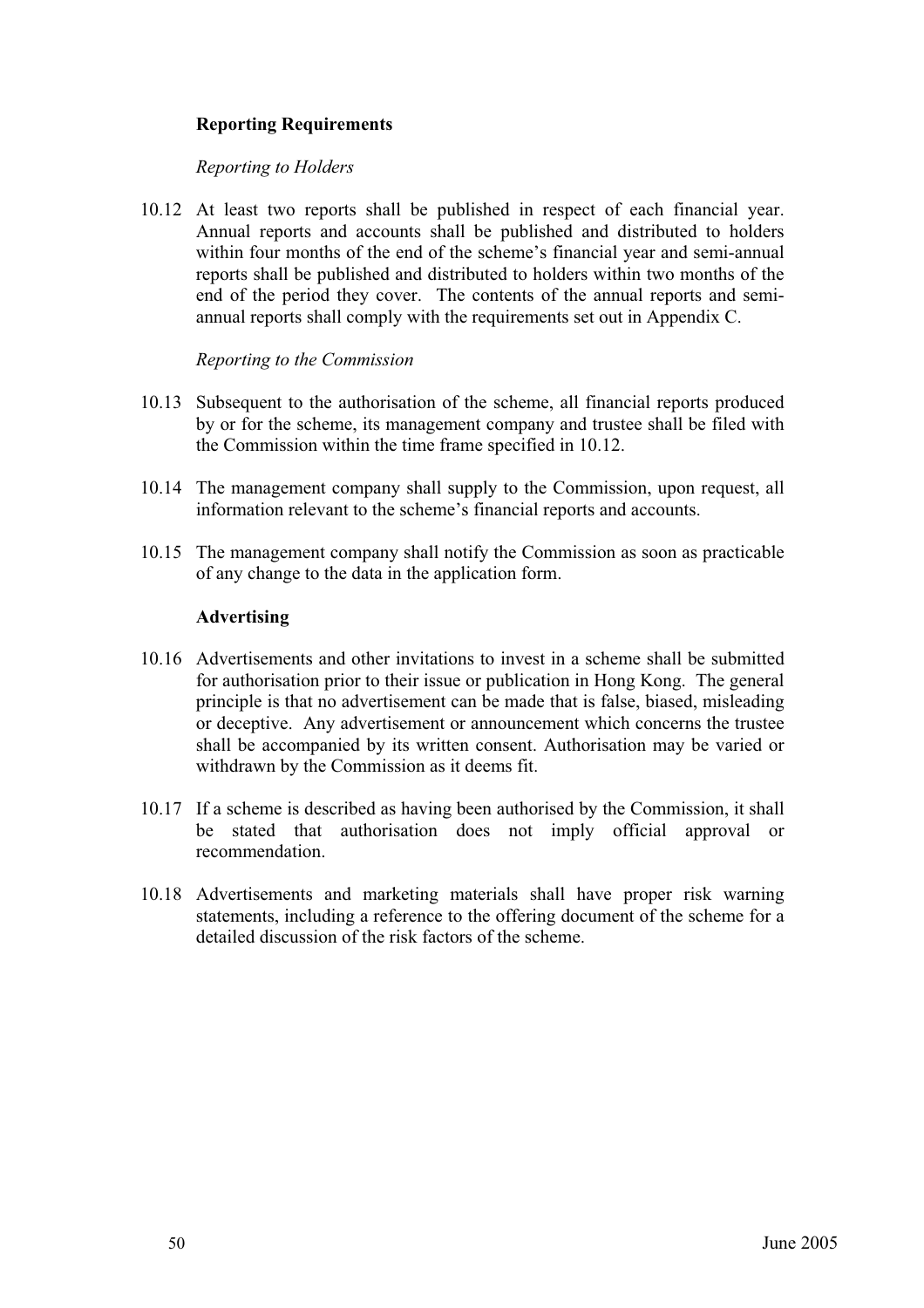### Reporting Requirements

*Reporting to Holders*

10.12 At least two reports shall be published in respect of each financial year. Annual reports and accounts shall be published and distributed to holders within four months of the end of the scheme's financial year and semi-annual reports shall be published and distributed to holders within two months of the end of the period they cover. The contents of the annual reports and semi-annual reports shall comply with the requirements set out in Appendix C.

*Reporting to the Commission*

10.13 Subsequent to the authorisation of the scheme, all financial reports produced by or for the scheme, its management company and trustee shall be filed with the Commission within the time frame specified in 10.12.

10.14 The management company shall supply to the Commission, upon request, all information relevant to the scheme's financial reports and accounts.

10.15 The management company shall notify the Commission as soon as practicable of any change to the data in the application form.

### Advertising

10.16 Advertisements and other invitations to invest in a scheme shall be submitted for authorisation prior to their issue or publication in Hong Kong. The general principle is that no advertisement can be made that is false, biased, misleading or deceptive. Any advertisement or announcement which concerns the trustee shall be accompanied by its written consent. Authorisation may be varied or withdrawn by the Commission as it deems fit.

10.17 If a scheme is described as having been authorised by the Commission, it shall be stated that authorisation does not imply official approval or recommendation.

10.18 Advertisements and marketing materials shall have proper risk warning statements, including a reference to the offering document of the scheme for a detailed discussion of the risk factors of the scheme.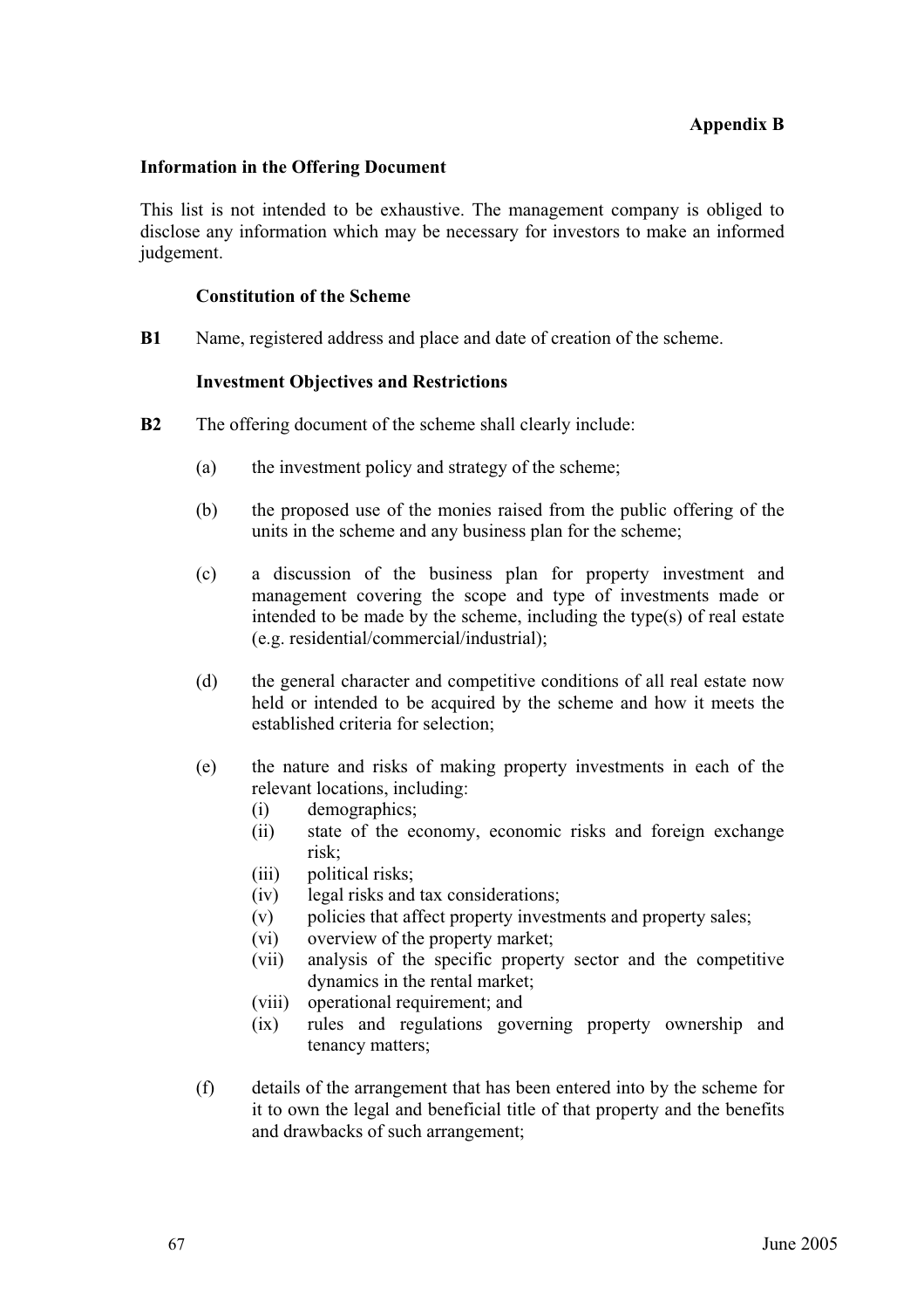**Appendix B**

**Information in the Offering Document**

This list is not intended to be exhaustive. The management company is obliged to disclose any information which may be necessary for investors to make an informed judgement.

**Constitution of the Scheme**

**B1** Name, registered address and place and date of creation of the scheme.

**Investment Objectives and Restrictions**

**B2** The offering document of the scheme shall clearly include:

(a) the investment policy and strategy of the scheme;

(b) the proposed use of the monies raised from the public offering of the units in the scheme and any business plan for the scheme;

(c) a discussion of the business plan for property investment and management covering the scope and type of investments made or intended to be made by the scheme, including the type(s) of real estate (e.g. residential/commercial/industrial);

(d) the general character and competitive conditions of all real estate now held or intended to be acquired by the scheme and how it meets the established criteria for selection;

(e) the nature and risks of making property investments in each of the relevant locations, including:
   (i) demographics;
   (ii) state of the economy, economic risks and foreign exchange risk;
   (iii) political risks;
   (iv) legal risks and tax considerations;
   (v) policies that affect property investments and property sales;
   (vi) overview of the property market;
   (vii) analysis of the specific property sector and the competitive dynamics in the rental market;
   (viii) operational requirement; and
   (ix) rules and regulations governing property ownership and tenancy matters;

(f) details of the arrangement that has been entered into by the scheme for it to own the legal and beneficial title of that property and the benefits and drawbacks of such arrangement;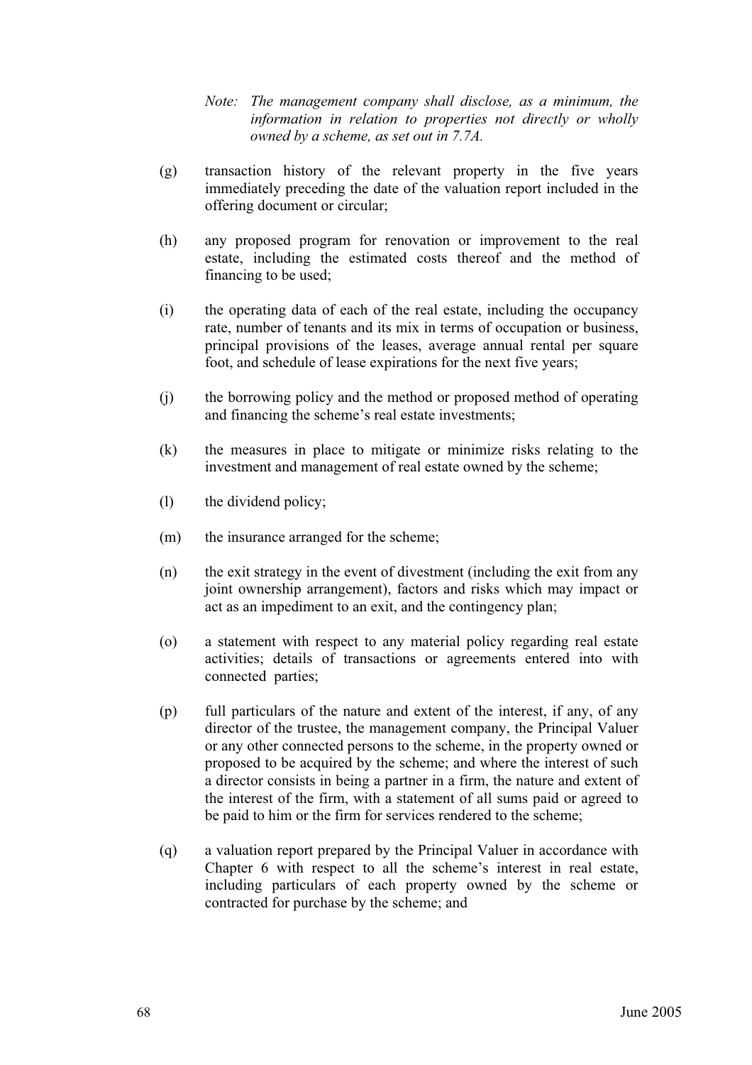*Note: The management company shall disclose, as a minimum, the information in relation to properties not directly or wholly owned by a scheme, as set out in 7.7A.*

(g) transaction history of the relevant property in the five years immediately preceding the date of the valuation report included in the offering document or circular;

(h) any proposed program for renovation or improvement to the real estate, including the estimated costs thereof and the method of financing to be used;

(i) the operating data of each of the real estate, including the occupancy rate, number of tenants and its mix in terms of occupation or business, principal provisions of the leases, average annual rental per square foot, and schedule of lease expirations for the next five years;

(j) the borrowing policy and the method or proposed method of operating and financing the scheme's real estate investments;

(k) the measures in place to mitigate or minimize risks relating to the investment and management of real estate owned by the scheme;

(l) the dividend policy;

(m) the insurance arranged for the scheme;

(n) the exit strategy in the event of divestment (including the exit from any joint ownership arrangement), factors and risks which may impact or act as an impediment to an exit, and the contingency plan;

(o) a statement with respect to any material policy regarding real estate activities; details of transactions or agreements entered into with connected parties;

(p) full particulars of the nature and extent of the interest, if any, of any director of the trustee, the management company, the Principal Valuer or any other connected persons to the scheme, in the property owned or proposed to be acquired by the scheme; and where the interest of such a director consists in being a partner in a firm, the nature and extent of the interest of the firm, with a statement of all sums paid or agreed to be paid to him or the firm for services rendered to the scheme;

(q) a valuation report prepared by the Principal Valuer in accordance with Chapter 6 with respect to all the scheme's interest in real estate, including particulars of each property owned by the scheme or contracted for purchase by the scheme; and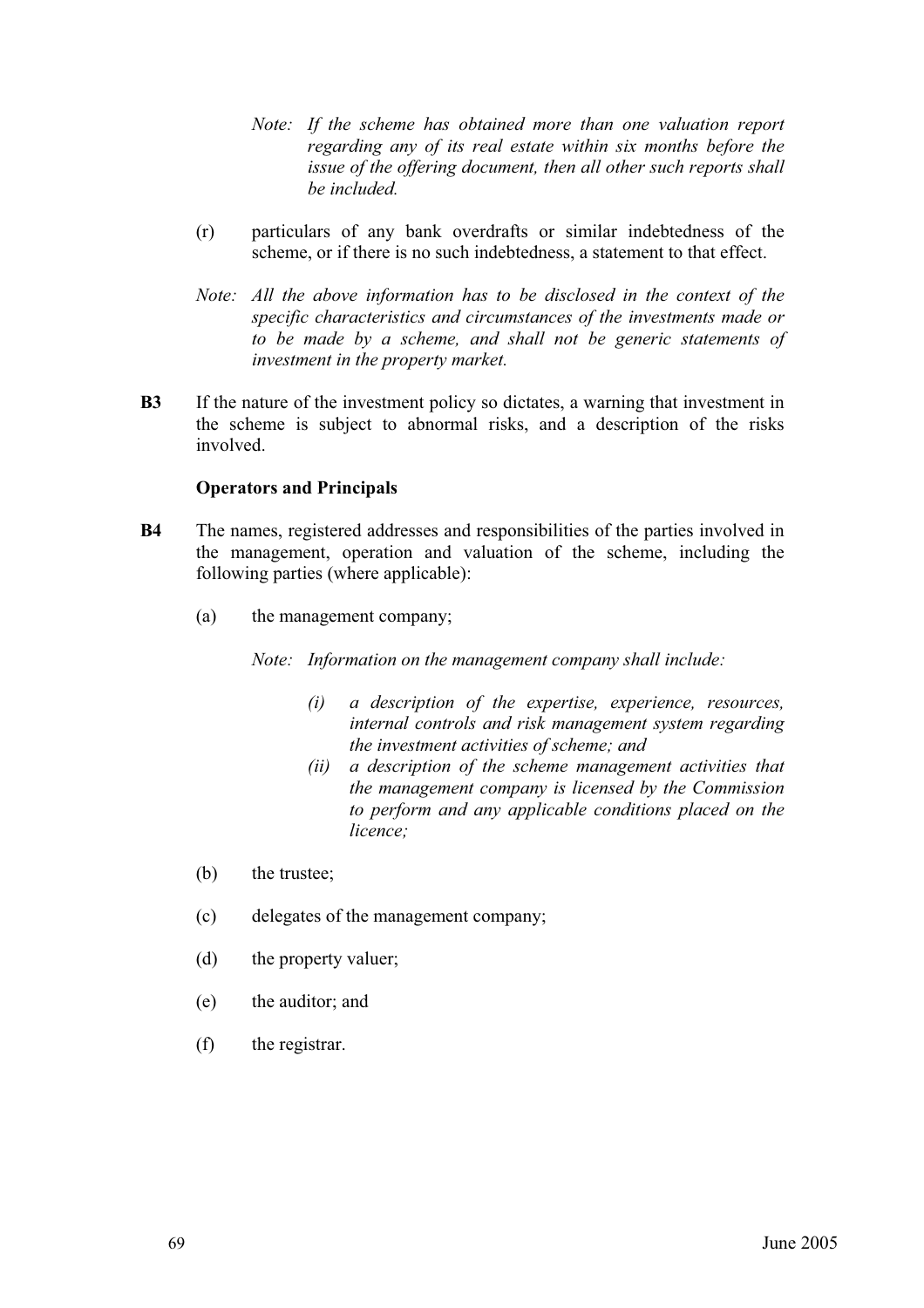*Note: If the scheme has obtained more than one valuation report regarding any of its real estate within six months before the issue of the offering document, then all other such reports shall be included.*

(r) particulars of any bank overdrafts or similar indebtedness of the scheme, or if there is no such indebtedness, a statement to that effect.

*Note: All the above information has to be disclosed in the context of the specific characteristics and circumstances of the investments made or to be made by a scheme, and shall not be generic statements of investment in the property market.*

**B3** If the nature of the investment policy so dictates, a warning that investment in the scheme is subject to abnormal risks, and a description of the risks involved.

**Operators and Principals**

**B4** The names, registered addresses and responsibilities of the parties involved in the management, operation and valuation of the scheme, including the following parties (where applicable):

(a) the management company;

*Note: Information on the management company shall include:*

*(i) a description of the expertise, experience, resources, internal controls and risk management system regarding the investment activities of scheme; and*

*(ii) a description of the scheme management activities that the management company is licensed by the Commission to perform and any applicable conditions placed on the licence;*

(b) the trustee;

(c) delegates of the management company;

(d) the property valuer;

(e) the auditor; and

(f) the registrar.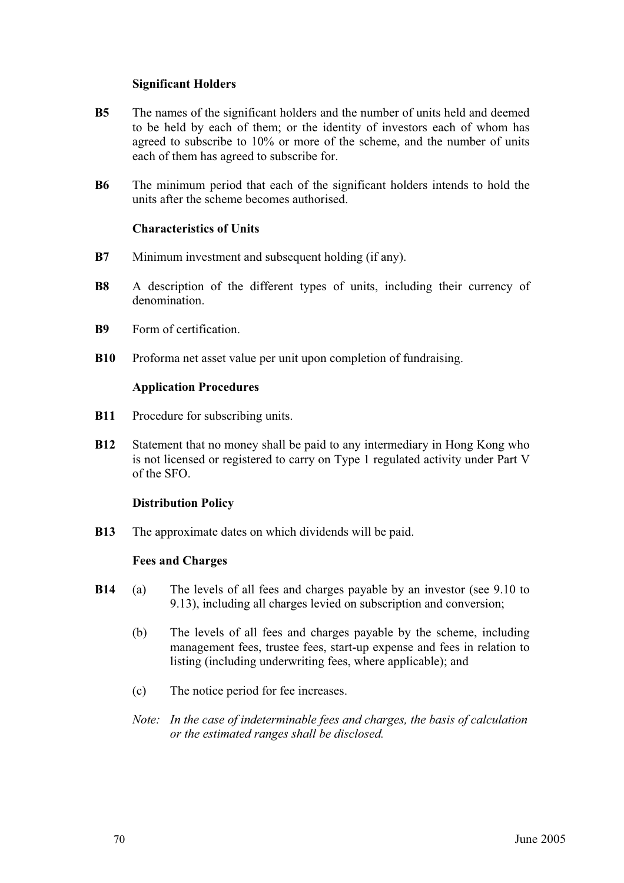**Significant Holders**

**B5** The names of the significant holders and the number of units held and deemed to be held by each of them; or the identity of investors each of whom has agreed to subscribe to 10% or more of the scheme, and the number of units each of them has agreed to subscribe for.

**B6** The minimum period that each of the significant holders intends to hold the units after the scheme becomes authorised.

**Characteristics of Units**

**B7** Minimum investment and subsequent holding (if any).

**B8** A description of the different types of units, including their currency of denomination.

**B9** Form of certification.

**B10** Proforma net asset value per unit upon completion of fundraising.

**Application Procedures**

**B11** Procedure for subscribing units.

**B12** Statement that no money shall be paid to any intermediary in Hong Kong who is not licensed or registered to carry on Type 1 regulated activity under Part V of the SFO.

**Distribution Policy**

**B13** The approximate dates on which dividends will be paid.

**Fees and Charges**

**B14** (a) The levels of all fees and charges payable by an investor (see 9.10 to 9.13), including all charges levied on subscription and conversion;

(b) The levels of all fees and charges payable by the scheme, including management fees, trustee fees, start-up expense and fees in relation to listing (including underwriting fees, where applicable); and

(c) The notice period for fee increases.

*Note: In the case of indeterminable fees and charges, the basis of calculation or the estimated ranges shall be disclosed.*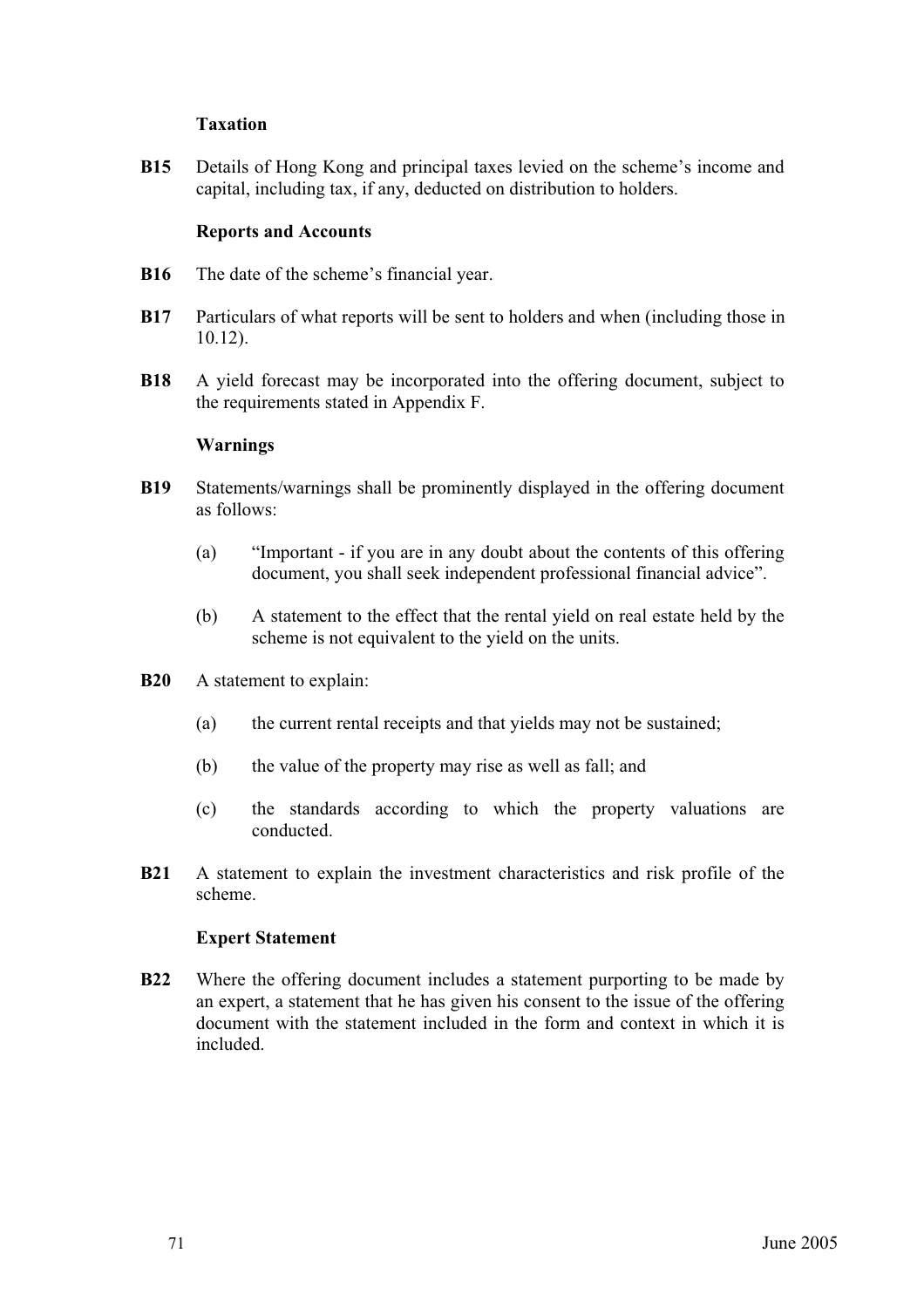### Taxation

**B15** Details of Hong Kong and principal taxes levied on the scheme's income and capital, including tax, if any, deducted on distribution to holders.

### Reports and Accounts

**B16** The date of the scheme's financial year.

**B17** Particulars of what reports will be sent to holders and when (including those in 10.12).

**B18** A yield forecast may be incorporated into the offering document, subject to the requirements stated in Appendix F.

### Warnings

**B19** Statements/warnings shall be prominently displayed in the offering document as follows:

(a) "Important - if you are in any doubt about the contents of this offering document, you shall seek independent professional financial advice".

(b) A statement to the effect that the rental yield on real estate held by the scheme is not equivalent to the yield on the units.

**B20** A statement to explain:

(a) the current rental receipts and that yields may not be sustained;

(b) the value of the property may rise as well as fall; and

(c) the standards according to which the property valuations are conducted.

**B21** A statement to explain the investment characteristics and risk profile of the scheme.

### Expert Statement

**B22** Where the offering document includes a statement purporting to be made by an expert, a statement that he has given his consent to the issue of the offering document with the statement included in the form and context in which it is included.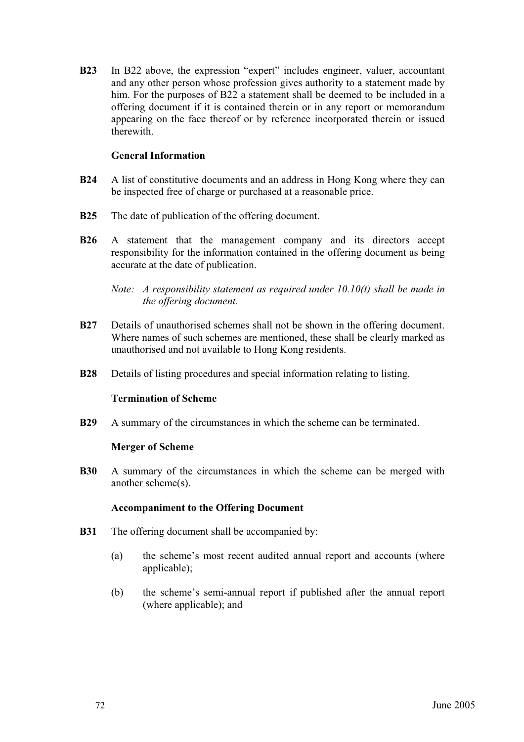**B23** In B22 above, the expression "expert" includes engineer, valuer, accountant and any other person whose profession gives authority to a statement made by him. For the purposes of B22 a statement shall be deemed to be included in a offering document if it is contained therein or in any report or memorandum appearing on the face thereof or by reference incorporated therein or issued therewith.

**General Information**

**B24** A list of constitutive documents and an address in Hong Kong where they can be inspected free of charge or purchased at a reasonable price.

**B25** The date of publication of the offering document.

**B26** A statement that the management company and its directors accept responsibility for the information contained in the offering document as being accurate at the date of publication.

*Note: A responsibility statement as required under 10.10(t) shall be made in the offering document.*

**B27** Details of unauthorised schemes shall not be shown in the offering document. Where names of such schemes are mentioned, these shall be clearly marked as unauthorised and not available to Hong Kong residents.

**B28** Details of listing procedures and special information relating to listing.

**Termination of Scheme**

**B29** A summary of the circumstances in which the scheme can be terminated.

**Merger of Scheme**

**B30** A summary of the circumstances in which the scheme can be merged with another scheme(s).

**Accompaniment to the Offering Document**

**B31** The offering document shall be accompanied by:

(a) the scheme's most recent audited annual report and accounts (where applicable);

(b) the scheme's semi-annual report if published after the annual report (where applicable); and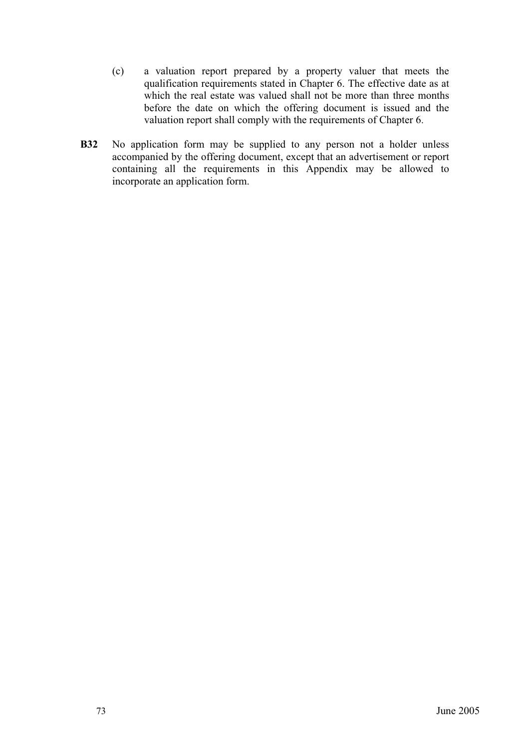(c) a valuation report prepared by a property valuer that meets the qualification requirements stated in Chapter 6. The effective date as at which the real estate was valued shall not be more than three months before the date on which the offering document is issued and the valuation report shall comply with the requirements of Chapter 6.

**B32** No application form may be supplied to any person not a holder unless accompanied by the offering document, except that an advertisement or report containing all the requirements in this Appendix may be allowed to incorporate an application form.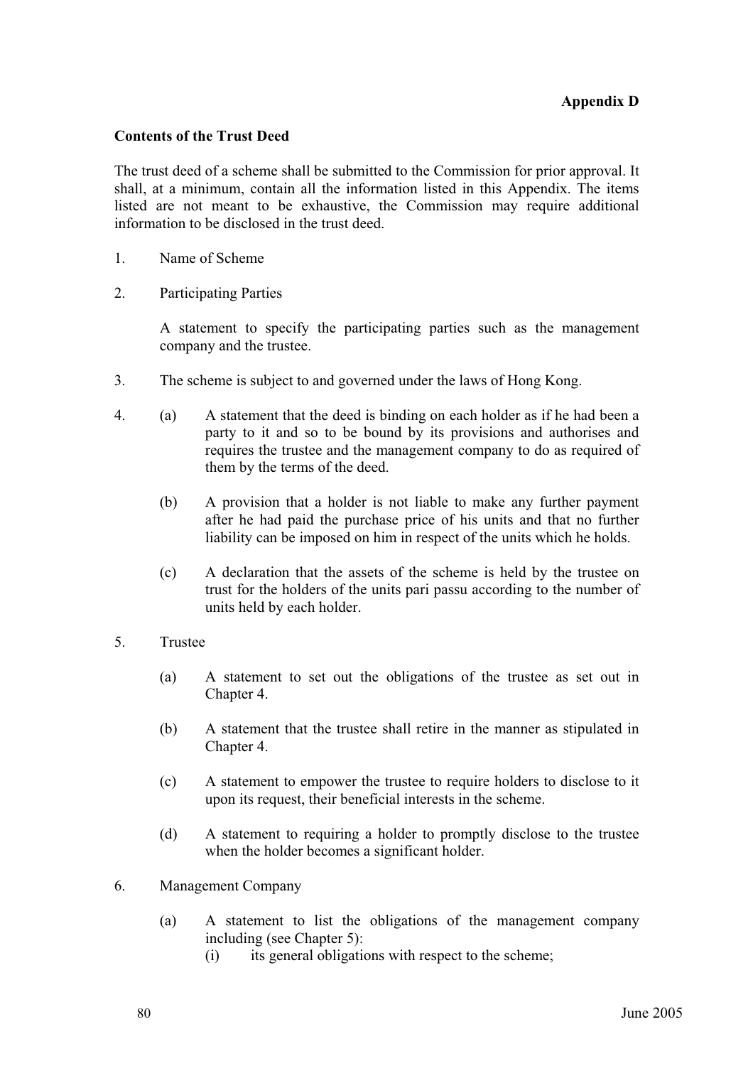**Appendix D**

**Contents of the Trust Deed**

The trust deed of a scheme shall be submitted to the Commission for prior approval. It shall, at a minimum, contain all the information listed in this Appendix. The items listed are not meant to be exhaustive, the Commission may require additional information to be disclosed in the trust deed.

1. Name of Scheme

2. Participating Parties

   A statement to specify the participating parties such as the management company and the trustee.

3. The scheme is subject to and governed under the laws of Hong Kong.

4. (a) A statement that the deed is binding on each holder as if he had been a party to it and so to be bound by its provisions and authorises and requires the trustee and the management company to do as required of them by the terms of the deed.

   (b) A provision that a holder is not liable to make any further payment after he had paid the purchase price of his units and that no further liability can be imposed on him in respect of the units which he holds.

   (c) A declaration that the assets of the scheme is held by the trustee on trust for the holders of the units pari passu according to the number of units held by each holder.

5. Trustee

   (a) A statement to set out the obligations of the trustee as set out in Chapter 4.

   (b) A statement that the trustee shall retire in the manner as stipulated in Chapter 4.

   (c) A statement to empower the trustee to require holders to disclose to it upon its request, their beneficial interests in the scheme.

   (d) A statement to requiring a holder to promptly disclose to the trustee when the holder becomes a significant holder.

6. Management Company

   (a) A statement to list the obligations of the management company including (see Chapter 5):
      (i) its general obligations with respect to the scheme;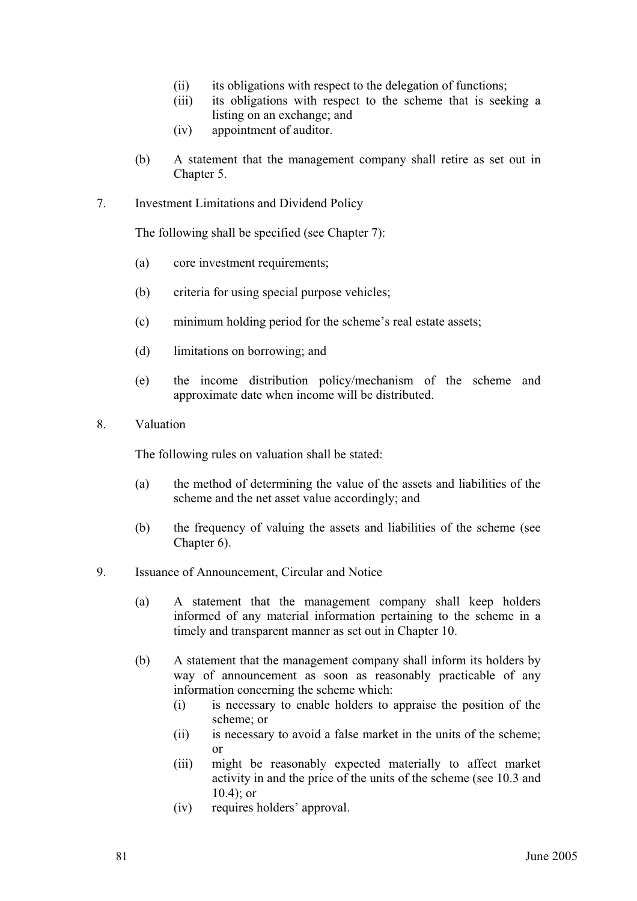(ii) its obligations with respect to the delegation of functions;
(iii) its obligations with respect to the scheme that is seeking a listing on an exchange; and
(iv) appointment of auditor.

(b) A statement that the management company shall retire as set out in Chapter 5.

7. Investment Limitations and Dividend Policy

The following shall be specified (see Chapter 7):

(a) core investment requirements;

(b) criteria for using special purpose vehicles;

(c) minimum holding period for the scheme's real estate assets;

(d) limitations on borrowing; and

(e) the income distribution policy/mechanism of the scheme and approximate date when income will be distributed.

8. Valuation

The following rules on valuation shall be stated:

(a) the method of determining the value of the assets and liabilities of the scheme and the net asset value accordingly; and

(b) the frequency of valuing the assets and liabilities of the scheme (see Chapter 6).

9. Issuance of Announcement, Circular and Notice

(a) A statement that the management company shall keep holders informed of any material information pertaining to the scheme in a timely and transparent manner as set out in Chapter 10.

(b) A statement that the management company shall inform its holders by way of announcement as soon as reasonably practicable of any information concerning the scheme which:
(i) is necessary to enable holders to appraise the position of the scheme; or
(ii) is necessary to avoid a false market in the units of the scheme; or
(iii) might be reasonably expected materially to affect market activity in and the price of the units of the scheme (see 10.3 and 10.4); or
(iv) requires holders' approval.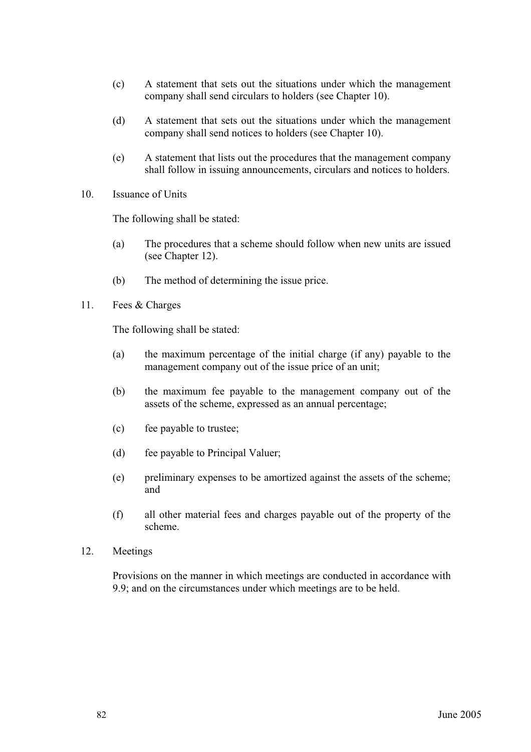(c) A statement that sets out the situations under which the management company shall send circulars to holders (see Chapter 10).

(d) A statement that sets out the situations under which the management company shall send notices to holders (see Chapter 10).

(e) A statement that lists out the procedures that the management company shall follow in issuing announcements, circulars and notices to holders.

10. Issuance of Units

The following shall be stated:

(a) The procedures that a scheme should follow when new units are issued (see Chapter 12).

(b) The method of determining the issue price.

11. Fees & Charges

The following shall be stated:

(a) the maximum percentage of the initial charge (if any) payable to the management company out of the issue price of an unit;

(b) the maximum fee payable to the management company out of the assets of the scheme, expressed as an annual percentage;

(c) fee payable to trustee;

(d) fee payable to Principal Valuer;

(e) preliminary expenses to be amortized against the assets of the scheme; and

(f) all other material fees and charges payable out of the property of the scheme.

12. Meetings

Provisions on the manner in which meetings are conducted in accordance with 9.9; and on the circumstances under which meetings are to be held.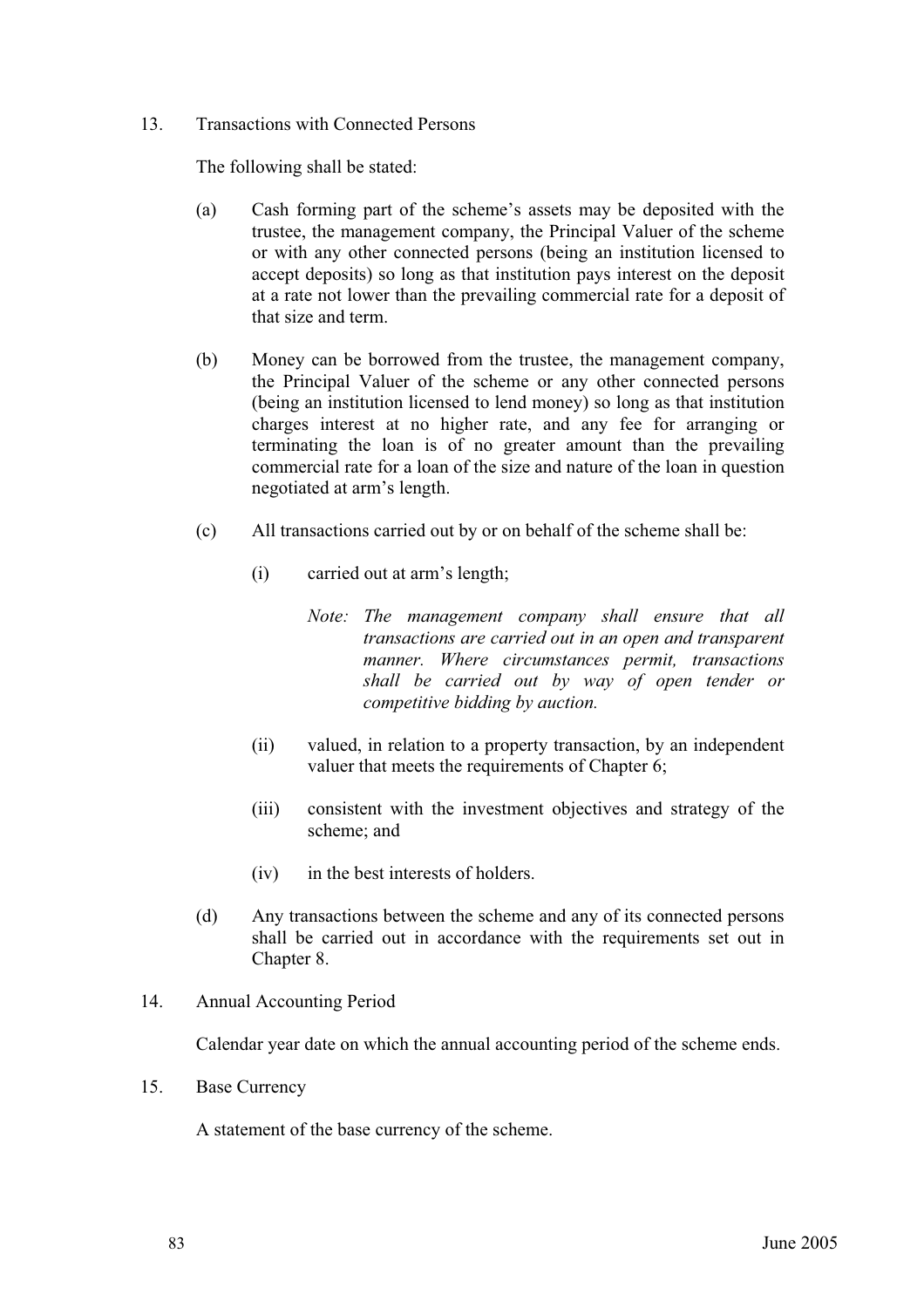13. Transactions with Connected Persons

The following shall be stated:

(a) Cash forming part of the scheme's assets may be deposited with the trustee, the management company, the Principal Valuer of the scheme or with any other connected persons (being an institution licensed to accept deposits) so long as that institution pays interest on the deposit at a rate not lower than the prevailing commercial rate for a deposit of that size and term.

(b) Money can be borrowed from the trustee, the management company, the Principal Valuer of the scheme or any other connected persons (being an institution licensed to lend money) so long as that institution charges interest at no higher rate, and any fee for arranging or terminating the loan is of no greater amount than the prevailing commercial rate for a loan of the size and nature of the loan in question negotiated at arm's length.

(c) All transactions carried out by or on behalf of the scheme shall be:

(i) carried out at arm's length;

*Note: The management company shall ensure that all transactions are carried out in an open and transparent manner. Where circumstances permit, transactions shall be carried out by way of open tender or competitive bidding by auction.*

(ii) valued, in relation to a property transaction, by an independent valuer that meets the requirements of Chapter 6;

(iii) consistent with the investment objectives and strategy of the scheme; and

(iv) in the best interests of holders.

(d) Any transactions between the scheme and any of its connected persons shall be carried out in accordance with the requirements set out in Chapter 8.

14. Annual Accounting Period

Calendar year date on which the annual accounting period of the scheme ends.

15. Base Currency

A statement of the base currency of the scheme.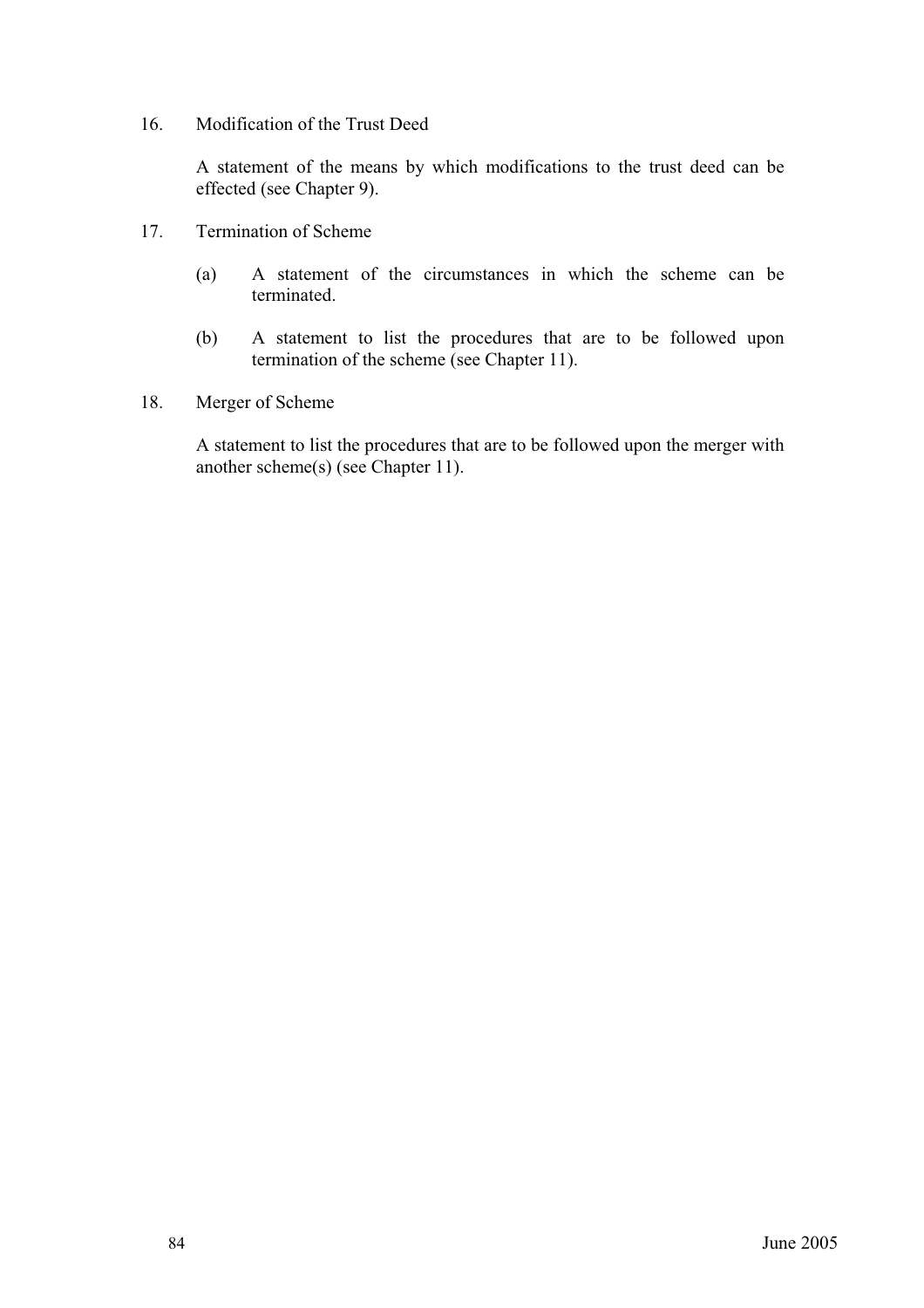16. Modification of the Trust Deed

    A statement of the means by which modifications to the trust deed can be effected (see Chapter 9).

17. Termination of Scheme

    (a) A statement of the circumstances in which the scheme can be terminated.

    (b) A statement to list the procedures that are to be followed upon termination of the scheme (see Chapter 11).

18. Merger of Scheme

    A statement to list the procedures that are to be followed upon the merger with another scheme(s) (see Chapter 11).